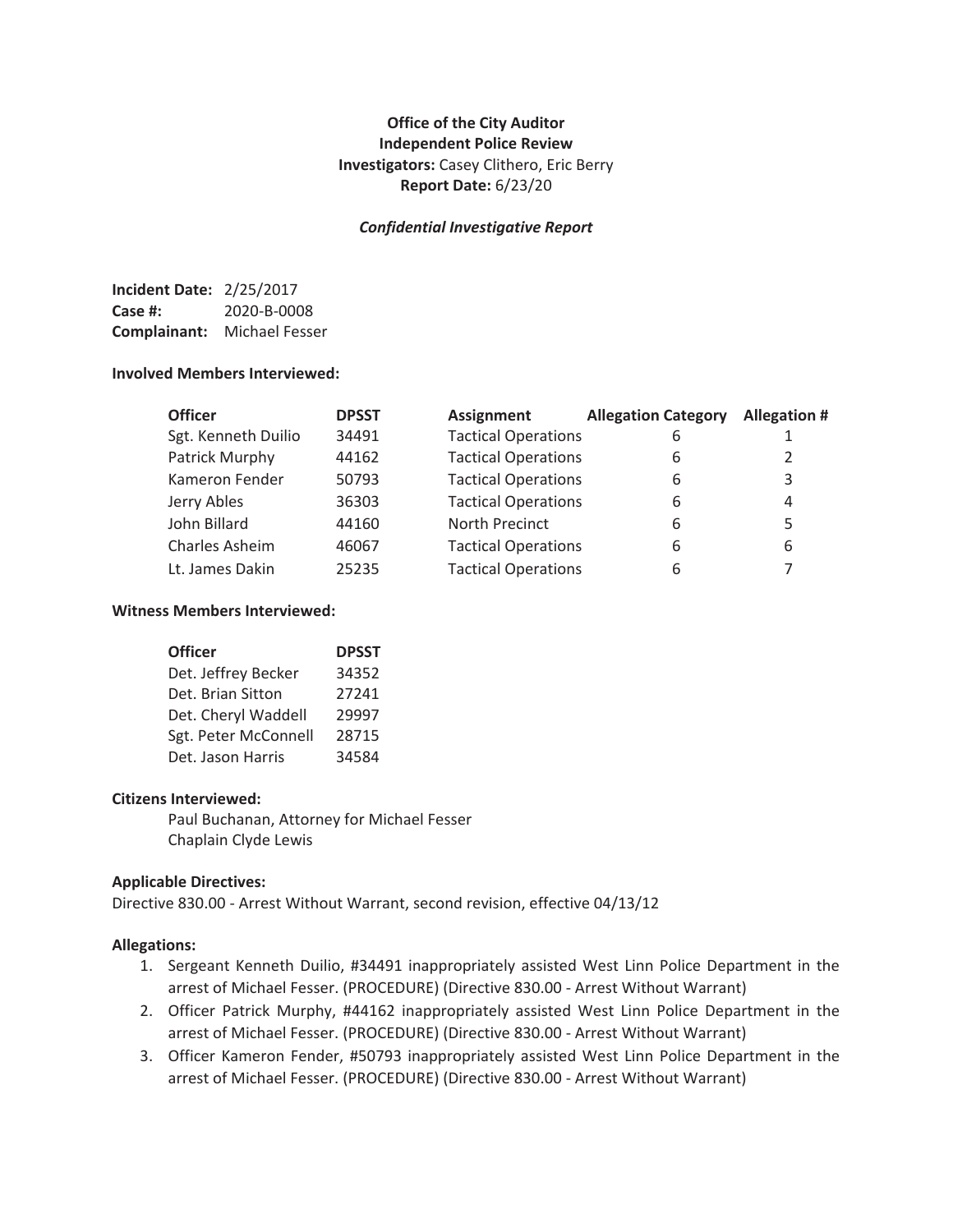**Office of the City Auditor**
**Independent Police Review**
**Investigators:** Casey Clithero, Eric Berry
**Report Date:** 6/23/20

***Confidential Investigative Report***

**Incident Date:** 2/25/2017
**Case #:** 2020-B-0008
**Complainant:** Michael Fesser

**Involved Members Interviewed:**

| Officer | DPSST | Assignment | Allegation Category | Allegation # |
|---|---|---|---|---|
| Sgt. Kenneth Duilio | 34491 | Tactical Operations | 6 | 1 |
| Patrick Murphy | 44162 | Tactical Operations | 6 | 2 |
| Kameron Fender | 50793 | Tactical Operations | 6 | 3 |
| Jerry Ables | 36303 | Tactical Operations | 6 | 4 |
| John Billard | 44160 | North Precinct | 6 | 5 |
| Charles Asheim | 46067 | Tactical Operations | 6 | 6 |
| Lt. James Dakin | 25235 | Tactical Operations | 6 | 7 |

**Witness Members Interviewed:**

| Officer | DPSST |
|---|---|
| Det. Jeffrey Becker | 34352 |
| Det. Brian Sitton | 27241 |
| Det. Cheryl Waddell | 29997 |
| Sgt. Peter McConnell | 28715 |
| Det. Jason Harris | 34584 |

**Citizens Interviewed:**

Paul Buchanan, Attorney for Michael Fesser
Chaplain Clyde Lewis

**Applicable Directives:**

Directive 830.00 - Arrest Without Warrant, second revision, effective 04/13/12

**Allegations:**

1. Sergeant Kenneth Duilio, #34491 inappropriately assisted West Linn Police Department in the arrest of Michael Fesser. (PROCEDURE) (Directive 830.00 - Arrest Without Warrant)
2. Officer Patrick Murphy, #44162 inappropriately assisted West Linn Police Department in the arrest of Michael Fesser. (PROCEDURE) (Directive 830.00 - Arrest Without Warrant)
3. Officer Kameron Fender, #50793 inappropriately assisted West Linn Police Department in the arrest of Michael Fesser. (PROCEDURE) (Directive 830.00 - Arrest Without Warrant)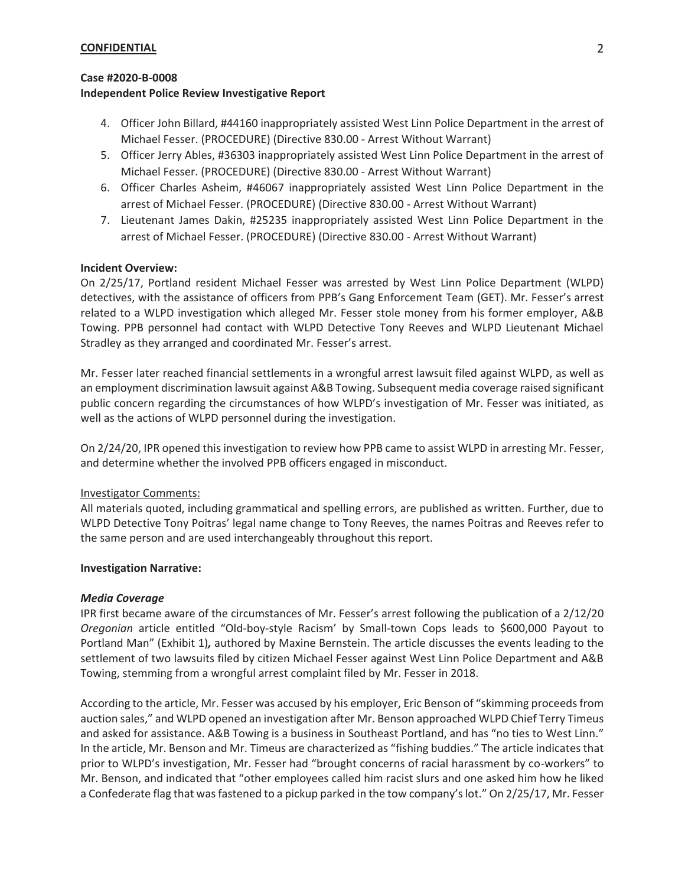4. Officer John Billard, #44160 inappropriately assisted West Linn Police Department in the arrest of Michael Fesser. (PROCEDURE) (Directive 830.00 - Arrest Without Warrant)
5. Officer Jerry Ables, #36303 inappropriately assisted West Linn Police Department in the arrest of Michael Fesser. (PROCEDURE) (Directive 830.00 - Arrest Without Warrant)
6. Officer Charles Asheim, #46067 inappropriately assisted West Linn Police Department in the arrest of Michael Fesser. (PROCEDURE) (Directive 830.00 - Arrest Without Warrant)
7. Lieutenant James Dakin, #25235 inappropriately assisted West Linn Police Department in the arrest of Michael Fesser. (PROCEDURE) (Directive 830.00 - Arrest Without Warrant)

**Incident Overview:**

On 2/25/17, Portland resident Michael Fesser was arrested by West Linn Police Department (WLPD) detectives, with the assistance of officers from PPB's Gang Enforcement Team (GET). Mr. Fesser's arrest related to a WLPD investigation which alleged Mr. Fesser stole money from his former employer, A&B Towing. PPB personnel had contact with WLPD Detective Tony Reeves and WLPD Lieutenant Michael Stradley as they arranged and coordinated Mr. Fesser's arrest.

Mr. Fesser later reached financial settlements in a wrongful arrest lawsuit filed against WLPD, as well as an employment discrimination lawsuit against A&B Towing. Subsequent media coverage raised significant public concern regarding the circumstances of how WLPD's investigation of Mr. Fesser was initiated, as well as the actions of WLPD personnel during the investigation.

On 2/24/20, IPR opened this investigation to review how PPB came to assist WLPD in arresting Mr. Fesser, and determine whether the involved PPB officers engaged in misconduct.

Investigator Comments:

All materials quoted, including grammatical and spelling errors, are published as written. Further, due to WLPD Detective Tony Poitras' legal name change to Tony Reeves, the names Poitras and Reeves refer to the same person and are used interchangeably throughout this report.

**Investigation Narrative:**

***Media Coverage***

IPR first became aware of the circumstances of Mr. Fesser's arrest following the publication of a 2/12/20 *Oregonian* article entitled "Old-boy-style Racism' by Small-town Cops leads to $600,000 Payout to Portland Man" (Exhibit 1)***,*** authored by Maxine Bernstein. The article discusses the events leading to the settlement of two lawsuits filed by citizen Michael Fesser against West Linn Police Department and A&B Towing, stemming from a wrongful arrest complaint filed by Mr. Fesser in 2018.

According to the article, Mr. Fesser was accused by his employer, Eric Benson of "skimming proceeds from auction sales," and WLPD opened an investigation after Mr. Benson approached WLPD Chief Terry Timeus and asked for assistance. A&B Towing is a business in Southeast Portland, and has "no ties to West Linn." In the article, Mr. Benson and Mr. Timeus are characterized as "fishing buddies." The article indicates that prior to WLPD's investigation, Mr. Fesser had "brought concerns of racial harassment by co-workers" to Mr. Benson, and indicated that "other employees called him racist slurs and one asked him how he liked a Confederate flag that was fastened to a pickup parked in the tow company's lot." On 2/25/17, Mr. Fesser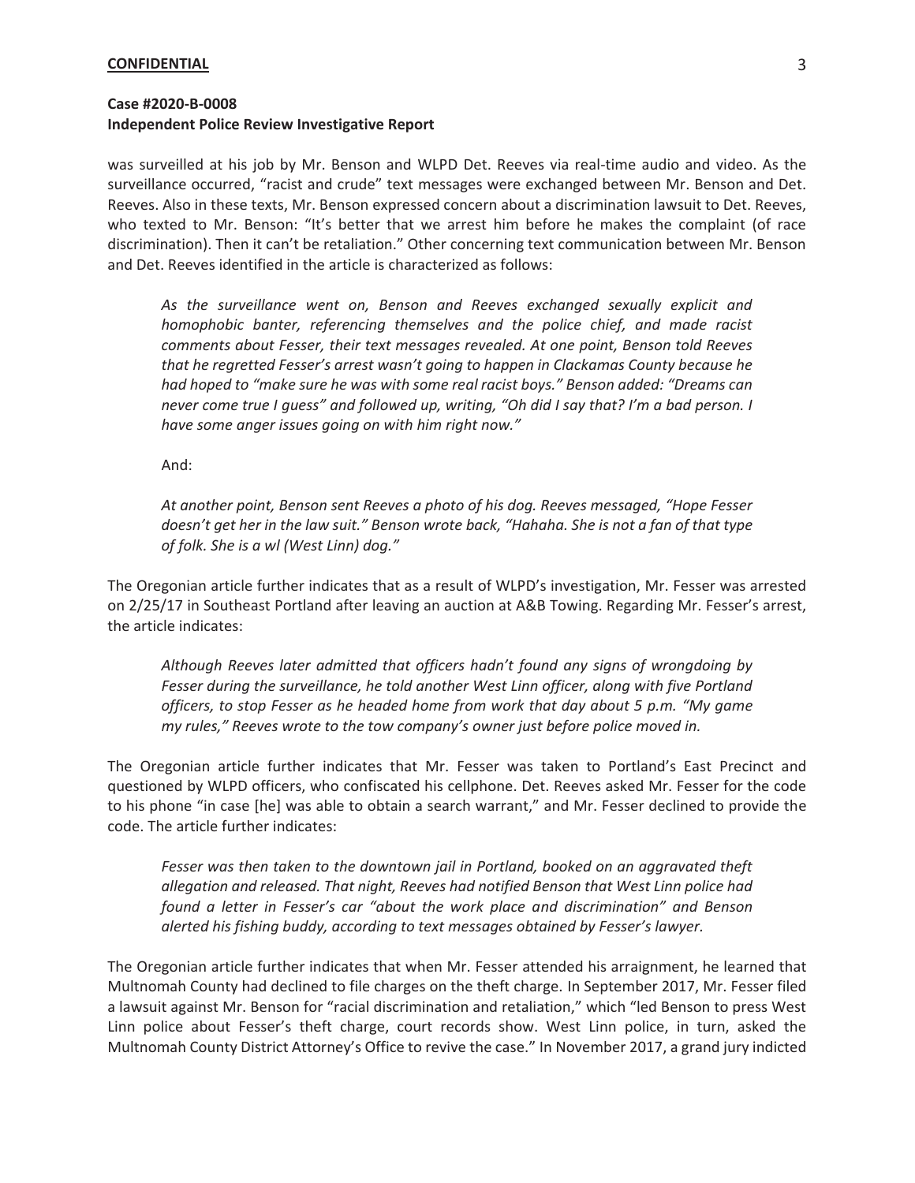was surveilled at his job by Mr. Benson and WLPD Det. Reeves via real-time audio and video. As the surveillance occurred, "racist and crude" text messages were exchanged between Mr. Benson and Det. Reeves. Also in these texts, Mr. Benson expressed concern about a discrimination lawsuit to Det. Reeves, who texted to Mr. Benson: "It's better that we arrest him before he makes the complaint (of race discrimination). Then it can't be retaliation." Other concerning text communication between Mr. Benson and Det. Reeves identified in the article is characterized as follows:

> *As the surveillance went on, Benson and Reeves exchanged sexually explicit and homophobic banter, referencing themselves and the police chief, and made racist comments about Fesser, their text messages revealed. At one point, Benson told Reeves that he regretted Fesser's arrest wasn't going to happen in Clackamas County because he had hoped to "make sure he was with some real racist boys." Benson added: "Dreams can never come true I guess" and followed up, writing, "Oh did I say that? I'm a bad person. I have some anger issues going on with him right now."*
>
> And:
>
> *At another point, Benson sent Reeves a photo of his dog. Reeves messaged, "Hope Fesser doesn't get her in the law suit." Benson wrote back, "Hahaha. She is not a fan of that type of folk. She is a wl (West Linn) dog."*

The Oregonian article further indicates that as a result of WLPD's investigation, Mr. Fesser was arrested on 2/25/17 in Southeast Portland after leaving an auction at A&B Towing. Regarding Mr. Fesser's arrest, the article indicates:

> *Although Reeves later admitted that officers hadn't found any signs of wrongdoing by Fesser during the surveillance, he told another West Linn officer, along with five Portland officers, to stop Fesser as he headed home from work that day about 5 p.m. "My game my rules," Reeves wrote to the tow company's owner just before police moved in.*

The Oregonian article further indicates that Mr. Fesser was taken to Portland's East Precinct and questioned by WLPD officers, who confiscated his cellphone. Det. Reeves asked Mr. Fesser for the code to his phone "in case [he] was able to obtain a search warrant," and Mr. Fesser declined to provide the code. The article further indicates:

> *Fesser was then taken to the downtown jail in Portland, booked on an aggravated theft allegation and released. That night, Reeves had notified Benson that West Linn police had found a letter in Fesser's car "about the work place and discrimination" and Benson alerted his fishing buddy, according to text messages obtained by Fesser's lawyer.*

The Oregonian article further indicates that when Mr. Fesser attended his arraignment, he learned that Multnomah County had declined to file charges on the theft charge. In September 2017, Mr. Fesser filed a lawsuit against Mr. Benson for "racial discrimination and retaliation," which "led Benson to press West Linn police about Fesser's theft charge, court records show. West Linn police, in turn, asked the Multnomah County District Attorney's Office to revive the case." In November 2017, a grand jury indicted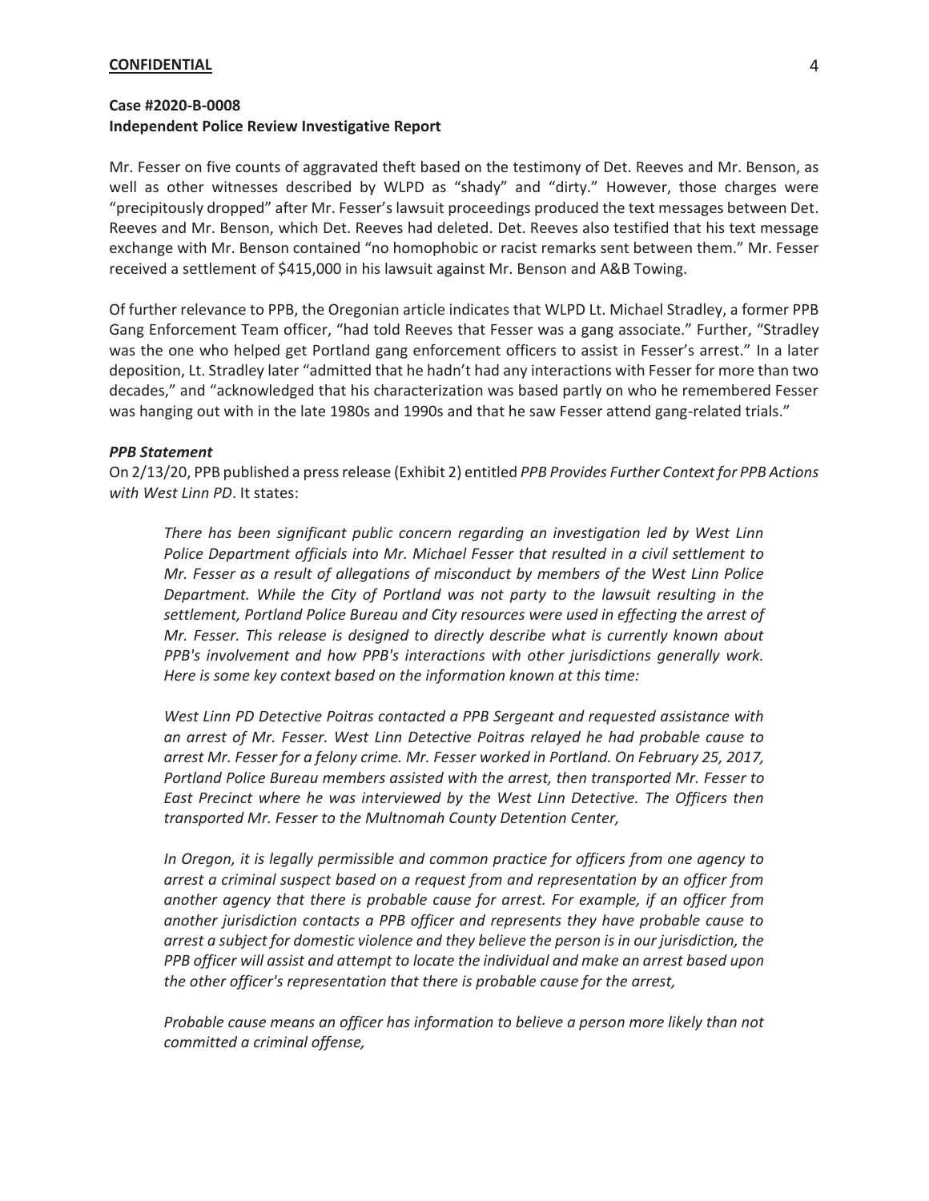**Case #2020-B-0008**
**Independent Police Review Investigative Report**

Mr. Fesser on five counts of aggravated theft based on the testimony of Det. Reeves and Mr. Benson, as well as other witnesses described by WLPD as "shady" and "dirty." However, those charges were "precipitously dropped" after Mr. Fesser's lawsuit proceedings produced the text messages between Det. Reeves and Mr. Benson, which Det. Reeves had deleted. Det. Reeves also testified that his text message exchange with Mr. Benson contained "no homophobic or racist remarks sent between them." Mr. Fesser received a settlement of $415,000 in his lawsuit against Mr. Benson and A&B Towing.

Of further relevance to PPB, the Oregonian article indicates that WLPD Lt. Michael Stradley, a former PPB Gang Enforcement Team officer, "had told Reeves that Fesser was a gang associate." Further, "Stradley was the one who helped get Portland gang enforcement officers to assist in Fesser's arrest." In a later deposition, Lt. Stradley later "admitted that he hadn't had any interactions with Fesser for more than two decades," and "acknowledged that his characterization was based partly on who he remembered Fesser was hanging out with in the late 1980s and 1990s and that he saw Fesser attend gang-related trials."

***PPB Statement***

On 2/13/20, PPB published a press release (Exhibit 2) entitled *PPB Provides Further Context for PPB Actions with West Linn PD*. It states:

> *There has been significant public concern regarding an investigation led by West Linn Police Department officials into Mr. Michael Fesser that resulted in a civil settlement to Mr. Fesser as a result of allegations of misconduct by members of the West Linn Police Department. While the City of Portland was not party to the lawsuit resulting in the settlement, Portland Police Bureau and City resources were used in effecting the arrest of Mr. Fesser. This release is designed to directly describe what is currently known about PPB's involvement and how PPB's interactions with other jurisdictions generally work. Here is some key context based on the information known at this time:*
>
> *West Linn PD Detective Poitras contacted a PPB Sergeant and requested assistance with an arrest of Mr. Fesser. West Linn Detective Poitras relayed he had probable cause to arrest Mr. Fesser for a felony crime. Mr. Fesser worked in Portland. On February 25, 2017, Portland Police Bureau members assisted with the arrest, then transported Mr. Fesser to East Precinct where he was interviewed by the West Linn Detective. The Officers then transported Mr. Fesser to the Multnomah County Detention Center,*
>
> *In Oregon, it is legally permissible and common practice for officers from one agency to arrest a criminal suspect based on a request from and representation by an officer from another agency that there is probable cause for arrest. For example, if an officer from another jurisdiction contacts a PPB officer and represents they have probable cause to arrest a subject for domestic violence and they believe the person is in our jurisdiction, the PPB officer will assist and attempt to locate the individual and make an arrest based upon the other officer's representation that there is probable cause for the arrest,*
>
> *Probable cause means an officer has information to believe a person more likely than not committed a criminal offense,*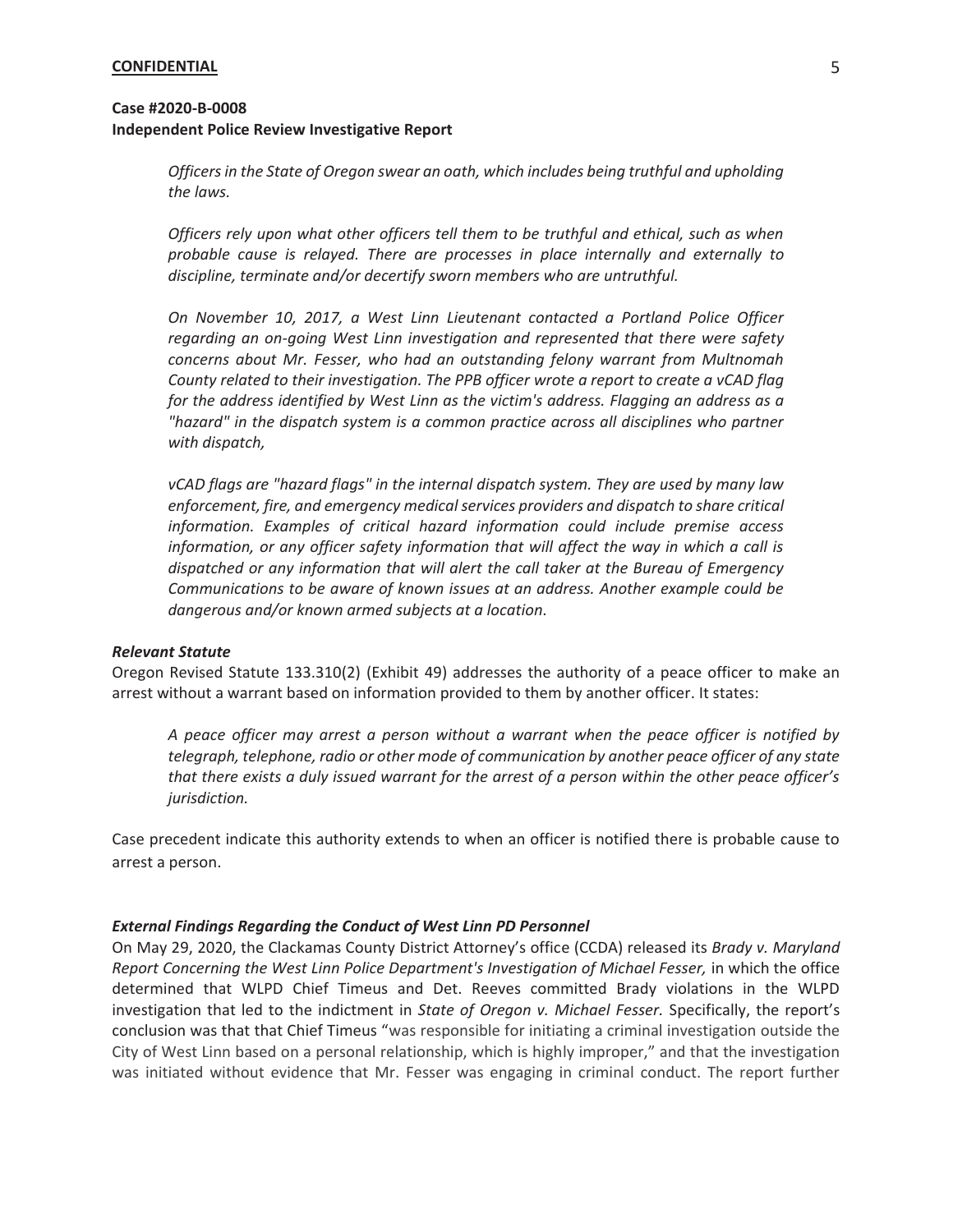*Officers in the State of Oregon swear an oath, which includes being truthful and upholding the laws.*

*Officers rely upon what other officers tell them to be truthful and ethical, such as when probable cause is relayed. There are processes in place internally and externally to discipline, terminate and/or decertify sworn members who are untruthful.*

*On November 10, 2017, a West Linn Lieutenant contacted a Portland Police Officer regarding an on-going West Linn investigation and represented that there were safety concerns about Mr. Fesser, who had an outstanding felony warrant from Multnomah County related to their investigation. The PPB officer wrote a report to create a vCAD flag for the address identified by West Linn as the victim's address. Flagging an address as a "hazard" in the dispatch system is a common practice across all disciplines who partner with dispatch,*

*vCAD flags are "hazard flags" in the internal dispatch system. They are used by many law enforcement, fire, and emergency medical services providers and dispatch to share critical information. Examples of critical hazard information could include premise access information, or any officer safety information that will affect the way in which a call is dispatched or any information that will alert the call taker at the Bureau of Emergency Communications to be aware of known issues at an address. Another example could be dangerous and/or known armed subjects at a location.*

### *Relevant Statute*

Oregon Revised Statute 133.310(2) (Exhibit 49) addresses the authority of a peace officer to make an arrest without a warrant based on information provided to them by another officer. It states:

*A peace officer may arrest a person without a warrant when the peace officer is notified by telegraph, telephone, radio or other mode of communication by another peace officer of any state that there exists a duly issued warrant for the arrest of a person within the other peace officer's jurisdiction.*

Case precedent indicate this authority extends to when an officer is notified there is probable cause to arrest a person.

### *External Findings Regarding the Conduct of West Linn PD Personnel*

On May 29, 2020, the Clackamas County District Attorney's office (CCDA) released its *Brady v. Maryland Report Concerning the West Linn Police Department's Investigation of Michael Fesser,* in which the office determined that WLPD Chief Timeus and Det. Reeves committed Brady violations in the WLPD investigation that led to the indictment in *State of Oregon v. Michael Fesser.* Specifically, the report's conclusion was that that Chief Timeus "was responsible for initiating a criminal investigation outside the City of West Linn based on a personal relationship, which is highly improper," and that the investigation was initiated without evidence that Mr. Fesser was engaging in criminal conduct. The report further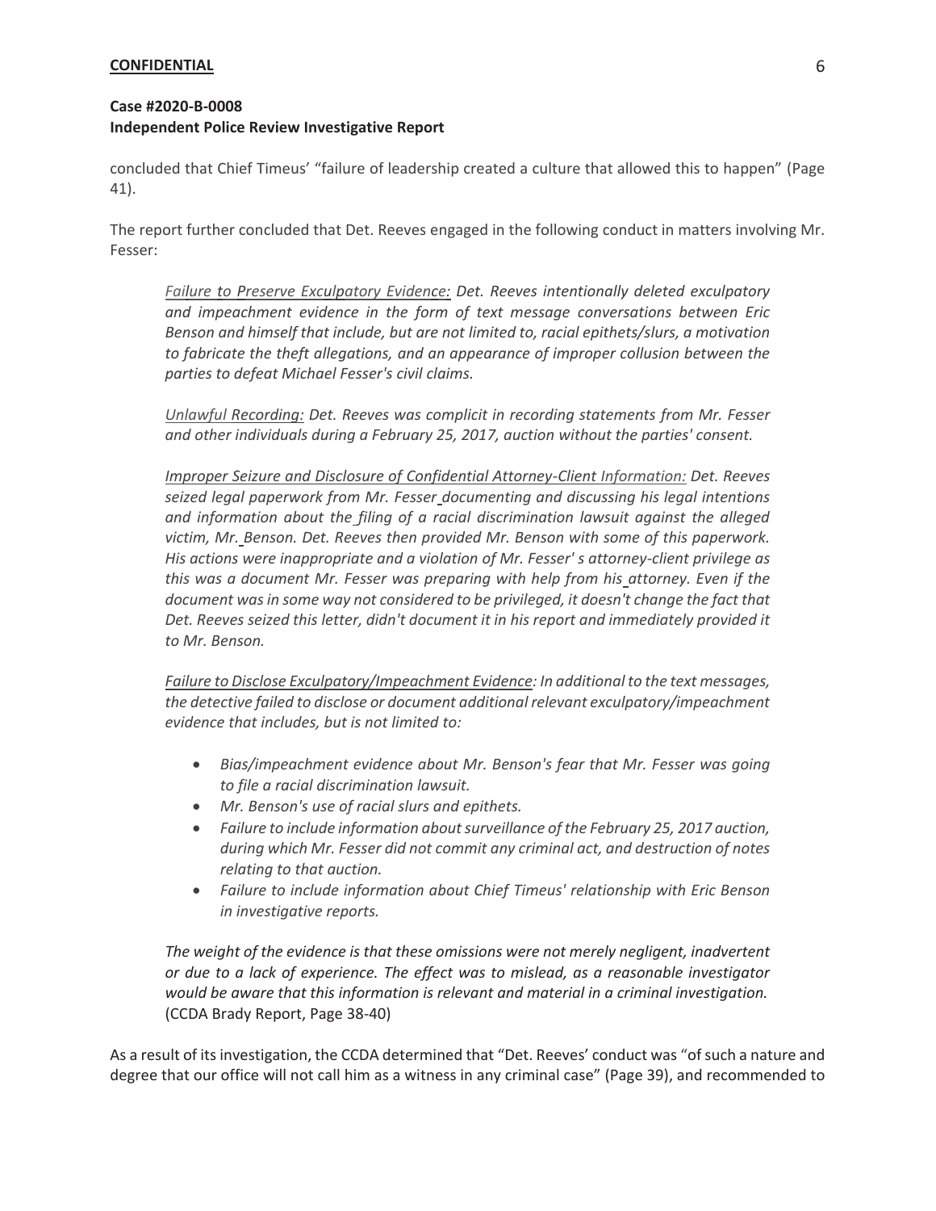concluded that Chief Timeus' "failure of leadership created a culture that allowed this to happen" (Page 41).

The report further concluded that Det. Reeves engaged in the following conduct in matters involving Mr. Fesser:

> *Failure to Preserve Exculpatory Evidence: Det. Reeves intentionally deleted exculpatory and impeachment evidence in the form of text message conversations between Eric Benson and himself that include, but are not limited to, racial epithets/slurs, a motivation to fabricate the theft allegations, and an appearance of improper collusion between the parties to defeat Michael Fesser's civil claims.*
>
> *Unlawful Recording: Det. Reeves was complicit in recording statements from Mr. Fesser and other individuals during a February 25, 2017, auction without the parties' consent.*
>
> *Improper Seizure and Disclosure of Confidential Attorney-Client Information: Det. Reeves seized legal paperwork from Mr. Fesser documenting and discussing his legal intentions and information about the filing of a racial discrimination lawsuit against the alleged victim, Mr. Benson. Det. Reeves then provided Mr. Benson with some of this paperwork. His actions were inappropriate and a violation of Mr. Fesser' s attorney-client privilege as this was a document Mr. Fesser was preparing with help from his attorney. Even if the document was in some way not considered to be privileged, it doesn't change the fact that Det. Reeves seized this letter, didn't document it in his report and immediately provided it to Mr. Benson.*
>
> *Failure to Disclose Exculpatory/Impeachment Evidence: In additional to the text messages, the detective failed to disclose or document additional relevant exculpatory/impeachment evidence that includes, but is not limited to:*
>
> - *Bias/impeachment evidence about Mr. Benson's fear that Mr. Fesser was going to file a racial discrimination lawsuit.*
> - *Mr. Benson's use of racial slurs and epithets.*
> - *Failure to include information about surveillance of the February 25, 2017 auction, during which Mr. Fesser did not commit any criminal act, and destruction of notes relating to that auction.*
> - *Failure to include information about Chief Timeus' relationship with Eric Benson in investigative reports.*
>
> *The weight of the evidence is that these omissions were not merely negligent, inadvertent or due to a lack of experience. The effect was to mislead, as a reasonable investigator would be aware that this information is relevant and material in a criminal investigation.* (CCDA Brady Report, Page 38-40)

As a result of its investigation, the CCDA determined that "Det. Reeves' conduct was "of such a nature and degree that our office will not call him as a witness in any criminal case" (Page 39), and recommended to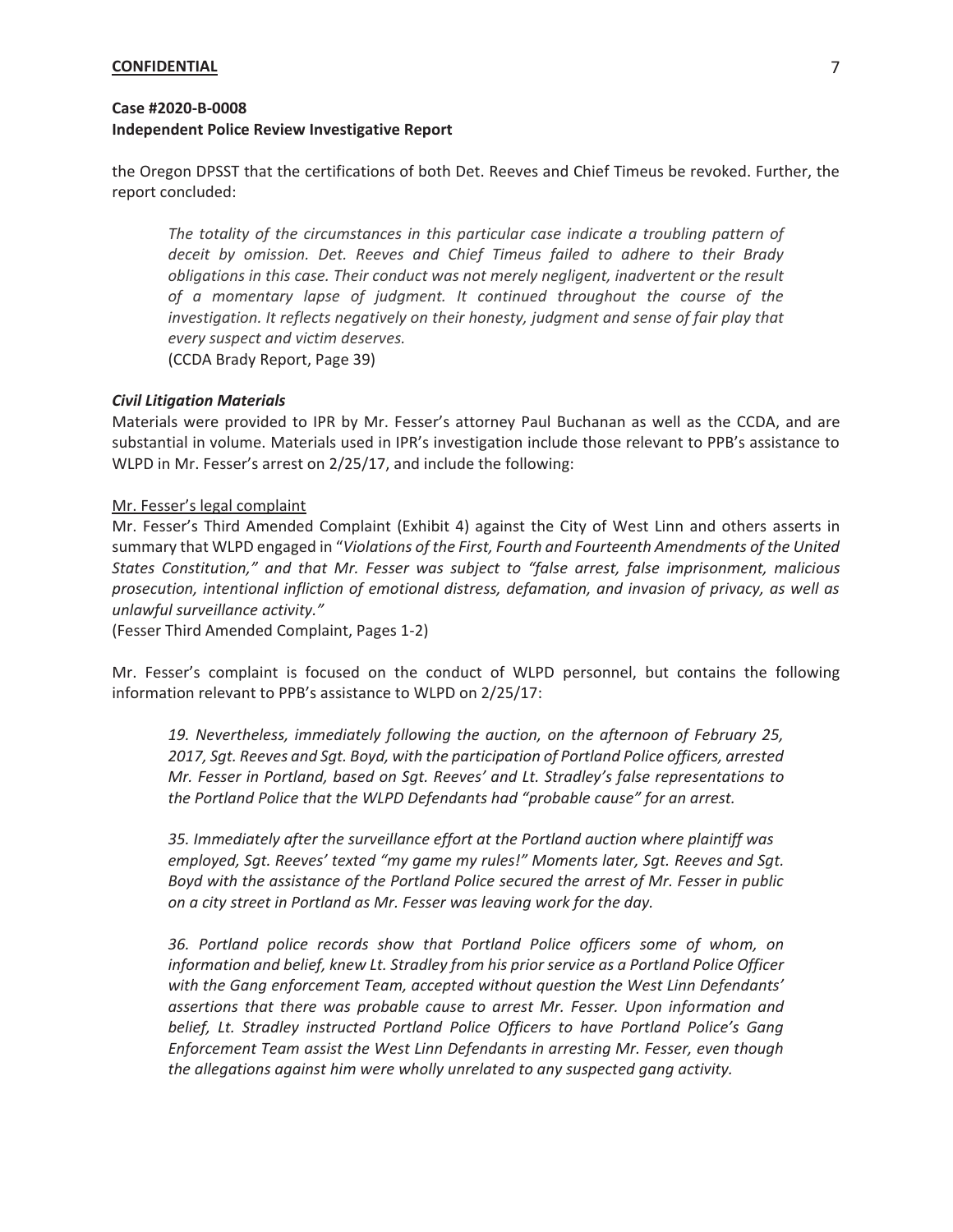the Oregon DPSST that the certifications of both Det. Reeves and Chief Timeus be revoked. Further, the report concluded:

> *The totality of the circumstances in this particular case indicate a troubling pattern of deceit by omission. Det. Reeves and Chief Timeus failed to adhere to their Brady obligations in this case. Their conduct was not merely negligent, inadvertent or the result of a momentary lapse of judgment. It continued throughout the course of the investigation. It reflects negatively on their honesty, judgment and sense of fair play that every suspect and victim deserves.*
> (CCDA Brady Report, Page 39)

***Civil Litigation Materials***

Materials were provided to IPR by Mr. Fesser's attorney Paul Buchanan as well as the CCDA, and are substantial in volume. Materials used in IPR's investigation include those relevant to PPB's assistance to WLPD in Mr. Fesser's arrest on 2/25/17, and include the following:

<u>Mr. Fesser's legal complaint</u>

Mr. Fesser's Third Amended Complaint (Exhibit 4) against the City of West Linn and others asserts in summary that WLPD engaged in "*Violations of the First, Fourth and Fourteenth Amendments of the United States Constitution," and that Mr. Fesser was subject to "false arrest, false imprisonment, malicious prosecution, intentional infliction of emotional distress, defamation, and invasion of privacy, as well as unlawful surveillance activity."*
(Fesser Third Amended Complaint, Pages 1-2)

Mr. Fesser's complaint is focused on the conduct of WLPD personnel, but contains the following information relevant to PPB's assistance to WLPD on 2/25/17:

> *19. Nevertheless, immediately following the auction, on the afternoon of February 25, 2017, Sgt. Reeves and Sgt. Boyd, with the participation of Portland Police officers, arrested Mr. Fesser in Portland, based on Sgt. Reeves' and Lt. Stradley's false representations to the Portland Police that the WLPD Defendants had "probable cause" for an arrest.*
>
> *35. Immediately after the surveillance effort at the Portland auction where plaintiff was employed, Sgt. Reeves' texted "my game my rules!" Moments later, Sgt. Reeves and Sgt. Boyd with the assistance of the Portland Police secured the arrest of Mr. Fesser in public on a city street in Portland as Mr. Fesser was leaving work for the day.*
>
> *36. Portland police records show that Portland Police officers some of whom, on information and belief, knew Lt. Stradley from his prior service as a Portland Police Officer with the Gang enforcement Team, accepted without question the West Linn Defendants' assertions that there was probable cause to arrest Mr. Fesser. Upon information and belief, Lt. Stradley instructed Portland Police Officers to have Portland Police's Gang Enforcement Team assist the West Linn Defendants in arresting Mr. Fesser, even though the allegations against him were wholly unrelated to any suspected gang activity.*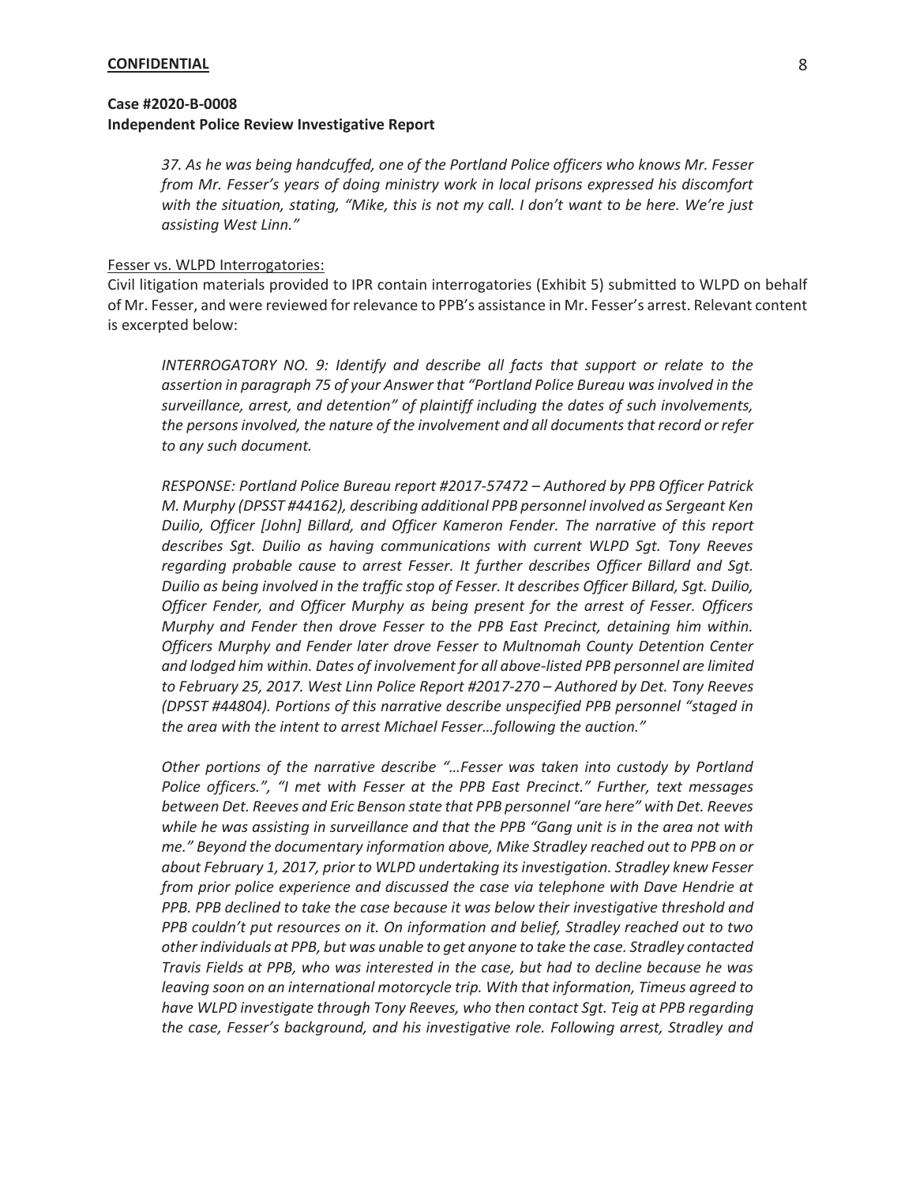*37. As he was being handcuffed, one of the Portland Police officers who knows Mr. Fesser from Mr. Fesser's years of doing ministry work in local prisons expressed his discomfort with the situation, stating, "Mike, this is not my call. I don't want to be here. We're just assisting West Linn."*

Fesser vs. WLPD Interrogatories:

Civil litigation materials provided to IPR contain interrogatories (Exhibit 5) submitted to WLPD on behalf of Mr. Fesser, and were reviewed for relevance to PPB's assistance in Mr. Fesser's arrest. Relevant content is excerpted below:

*INTERROGATORY NO. 9: Identify and describe all facts that support or relate to the assertion in paragraph 75 of your Answer that "Portland Police Bureau was involved in the surveillance, arrest, and detention" of plaintiff including the dates of such involvements, the persons involved, the nature of the involvement and all documents that record or refer to any such document.*

*RESPONSE: Portland Police Bureau report #2017-57472 – Authored by PPB Officer Patrick M. Murphy (DPSST #44162), describing additional PPB personnel involved as Sergeant Ken Duilio, Officer [John] Billard, and Officer Kameron Fender. The narrative of this report describes Sgt. Duilio as having communications with current WLPD Sgt. Tony Reeves regarding probable cause to arrest Fesser. It further describes Officer Billard and Sgt. Duilio as being involved in the traffic stop of Fesser. It describes Officer Billard, Sgt. Duilio, Officer Fender, and Officer Murphy as being present for the arrest of Fesser. Officers Murphy and Fender then drove Fesser to the PPB East Precinct, detaining him within. Officers Murphy and Fender later drove Fesser to Multnomah County Detention Center and lodged him within. Dates of involvement for all above-listed PPB personnel are limited to February 25, 2017. West Linn Police Report #2017-270 – Authored by Det. Tony Reeves (DPSST #44804). Portions of this narrative describe unspecified PPB personnel "staged in the area with the intent to arrest Michael Fesser…following the auction."*

*Other portions of the narrative describe "…Fesser was taken into custody by Portland Police officers.", "I met with Fesser at the PPB East Precinct." Further, text messages between Det. Reeves and Eric Benson state that PPB personnel "are here" with Det. Reeves while he was assisting in surveillance and that the PPB "Gang unit is in the area not with me." Beyond the documentary information above, Mike Stradley reached out to PPB on or about February 1, 2017, prior to WLPD undertaking its investigation. Stradley knew Fesser from prior police experience and discussed the case via telephone with Dave Hendrie at PPB. PPB declined to take the case because it was below their investigative threshold and PPB couldn't put resources on it. On information and belief, Stradley reached out to two other individuals at PPB, but was unable to get anyone to take the case. Stradley contacted Travis Fields at PPB, who was interested in the case, but had to decline because he was leaving soon on an international motorcycle trip. With that information, Timeus agreed to have WLPD investigate through Tony Reeves, who then contact Sgt. Teig at PPB regarding the case, Fesser's background, and his investigative role. Following arrest, Stradley and*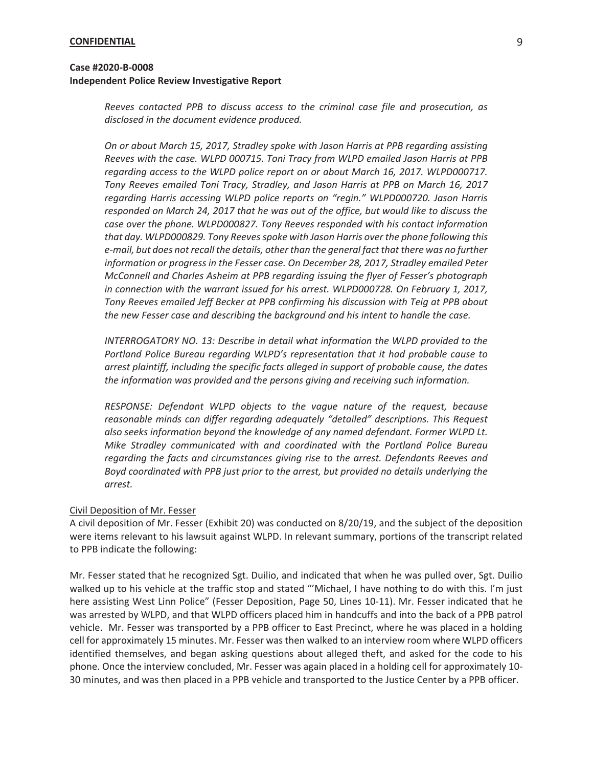*Reeves contacted PPB to discuss access to the criminal case file and prosecution, as disclosed in the document evidence produced.*

*On or about March 15, 2017, Stradley spoke with Jason Harris at PPB regarding assisting Reeves with the case. WLPD 000715. Toni Tracy from WLPD emailed Jason Harris at PPB regarding access to the WLPD police report on or about March 16, 2017. WLPD000717. Tony Reeves emailed Toni Tracy, Stradley, and Jason Harris at PPB on March 16, 2017 regarding Harris accessing WLPD police reports on "regin." WLPD000720. Jason Harris responded on March 24, 2017 that he was out of the office, but would like to discuss the case over the phone. WLPD000827. Tony Reeves responded with his contact information that day. WLPD000829. Tony Reeves spoke with Jason Harris over the phone following this e-mail, but does not recall the details, other than the general fact that there was no further information or progress in the Fesser case. On December 28, 2017, Stradley emailed Peter McConnell and Charles Asheim at PPB regarding issuing the flyer of Fesser's photograph in connection with the warrant issued for his arrest. WLPD000728. On February 1, 2017, Tony Reeves emailed Jeff Becker at PPB confirming his discussion with Teig at PPB about the new Fesser case and describing the background and his intent to handle the case.*

*INTERROGATORY NO. 13: Describe in detail what information the WLPD provided to the Portland Police Bureau regarding WLPD's representation that it had probable cause to arrest plaintiff, including the specific facts alleged in support of probable cause, the dates the information was provided and the persons giving and receiving such information.*

*RESPONSE: Defendant WLPD objects to the vague nature of the request, because reasonable minds can differ regarding adequately "detailed" descriptions. This Request also seeks information beyond the knowledge of any named defendant. Former WLPD Lt. Mike Stradley communicated with and coordinated with the Portland Police Bureau regarding the facts and circumstances giving rise to the arrest. Defendants Reeves and Boyd coordinated with PPB just prior to the arrest, but provided no details underlying the arrest.*

Civil Deposition of Mr. Fesser

A civil deposition of Mr. Fesser (Exhibit 20) was conducted on 8/20/19, and the subject of the deposition were items relevant to his lawsuit against WLPD. In relevant summary, portions of the transcript related to PPB indicate the following:

Mr. Fesser stated that he recognized Sgt. Duilio, and indicated that when he was pulled over, Sgt. Duilio walked up to his vehicle at the traffic stop and stated "'Michael, I have nothing to do with this. I'm just here assisting West Linn Police" (Fesser Deposition, Page 50, Lines 10-11). Mr. Fesser indicated that he was arrested by WLPD, and that WLPD officers placed him in handcuffs and into the back of a PPB patrol vehicle. Mr. Fesser was transported by a PPB officer to East Precinct, where he was placed in a holding cell for approximately 15 minutes. Mr. Fesser was then walked to an interview room where WLPD officers identified themselves, and began asking questions about alleged theft, and asked for the code to his phone. Once the interview concluded, Mr. Fesser was again placed in a holding cell for approximately 10-30 minutes, and was then placed in a PPB vehicle and transported to the Justice Center by a PPB officer.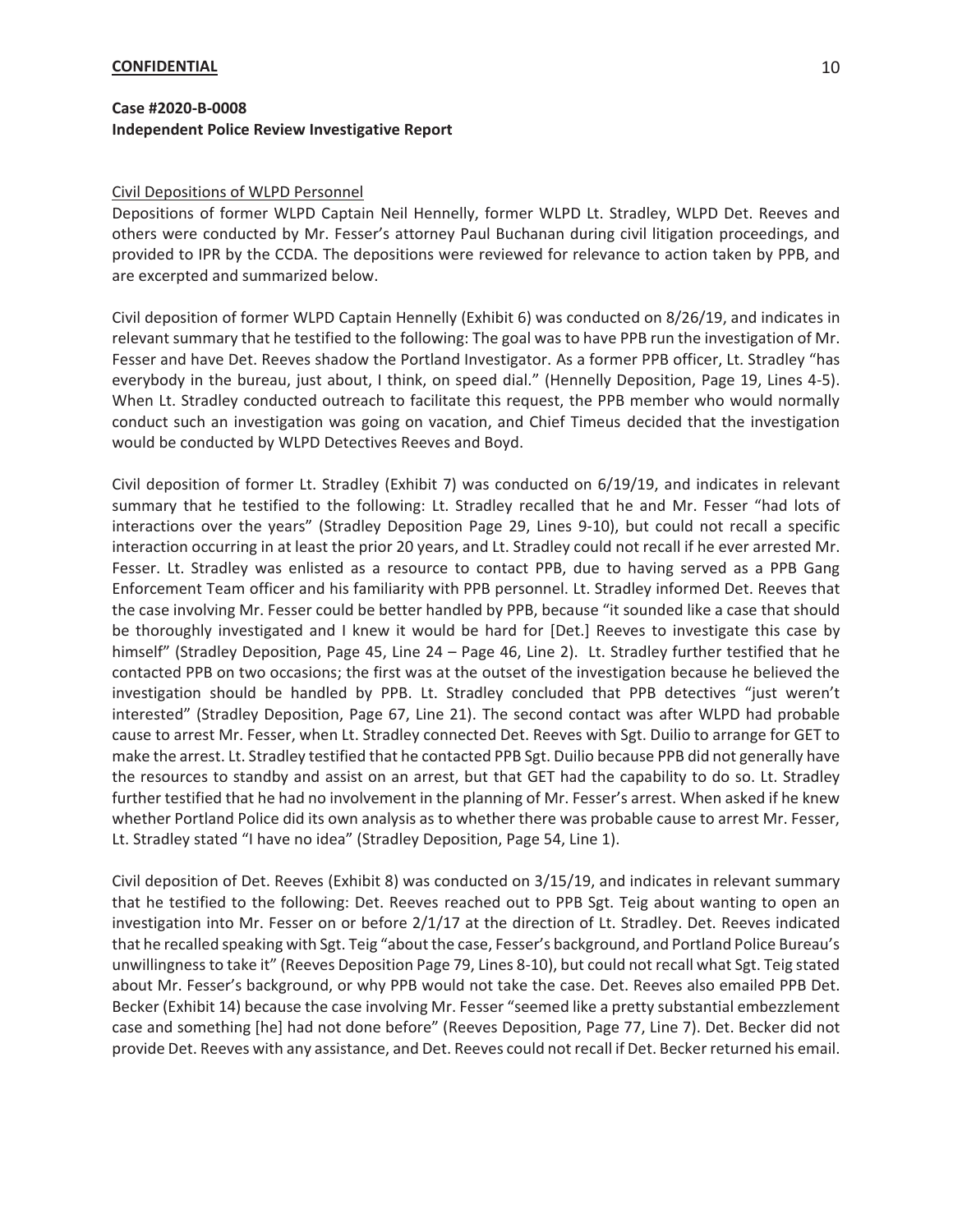**Case #2020-B-0008**
**Independent Police Review Investigative Report**

Civil Depositions of WLPD Personnel

Depositions of former WLPD Captain Neil Hennelly, former WLPD Lt. Stradley, WLPD Det. Reeves and others were conducted by Mr. Fesser's attorney Paul Buchanan during civil litigation proceedings, and provided to IPR by the CCDA. The depositions were reviewed for relevance to action taken by PPB, and are excerpted and summarized below.

Civil deposition of former WLPD Captain Hennelly (Exhibit 6) was conducted on 8/26/19, and indicates in relevant summary that he testified to the following: The goal was to have PPB run the investigation of Mr. Fesser and have Det. Reeves shadow the Portland Investigator. As a former PPB officer, Lt. Stradley "has everybody in the bureau, just about, I think, on speed dial." (Hennelly Deposition, Page 19, Lines 4-5). When Lt. Stradley conducted outreach to facilitate this request, the PPB member who would normally conduct such an investigation was going on vacation, and Chief Timeus decided that the investigation would be conducted by WLPD Detectives Reeves and Boyd.

Civil deposition of former Lt. Stradley (Exhibit 7) was conducted on 6/19/19, and indicates in relevant summary that he testified to the following: Lt. Stradley recalled that he and Mr. Fesser "had lots of interactions over the years" (Stradley Deposition Page 29, Lines 9-10), but could not recall a specific interaction occurring in at least the prior 20 years, and Lt. Stradley could not recall if he ever arrested Mr. Fesser. Lt. Stradley was enlisted as a resource to contact PPB, due to having served as a PPB Gang Enforcement Team officer and his familiarity with PPB personnel. Lt. Stradley informed Det. Reeves that the case involving Mr. Fesser could be better handled by PPB, because "it sounded like a case that should be thoroughly investigated and I knew it would be hard for [Det.] Reeves to investigate this case by himself" (Stradley Deposition, Page 45, Line 24 – Page 46, Line 2). Lt. Stradley further testified that he contacted PPB on two occasions; the first was at the outset of the investigation because he believed the investigation should be handled by PPB. Lt. Stradley concluded that PPB detectives "just weren't interested" (Stradley Deposition, Page 67, Line 21). The second contact was after WLPD had probable cause to arrest Mr. Fesser, when Lt. Stradley connected Det. Reeves with Sgt. Duilio to arrange for GET to make the arrest. Lt. Stradley testified that he contacted PPB Sgt. Duilio because PPB did not generally have the resources to standby and assist on an arrest, but that GET had the capability to do so. Lt. Stradley further testified that he had no involvement in the planning of Mr. Fesser's arrest. When asked if he knew whether Portland Police did its own analysis as to whether there was probable cause to arrest Mr. Fesser, Lt. Stradley stated "I have no idea" (Stradley Deposition, Page 54, Line 1).

Civil deposition of Det. Reeves (Exhibit 8) was conducted on 3/15/19, and indicates in relevant summary that he testified to the following: Det. Reeves reached out to PPB Sgt. Teig about wanting to open an investigation into Mr. Fesser on or before 2/1/17 at the direction of Lt. Stradley. Det. Reeves indicated that he recalled speaking with Sgt. Teig "about the case, Fesser's background, and Portland Police Bureau's unwillingness to take it" (Reeves Deposition Page 79, Lines 8-10), but could not recall what Sgt. Teig stated about Mr. Fesser's background, or why PPB would not take the case. Det. Reeves also emailed PPB Det. Becker (Exhibit 14) because the case involving Mr. Fesser "seemed like a pretty substantial embezzlement case and something [he] had not done before" (Reeves Deposition, Page 77, Line 7). Det. Becker did not provide Det. Reeves with any assistance, and Det. Reeves could not recall if Det. Becker returned his email.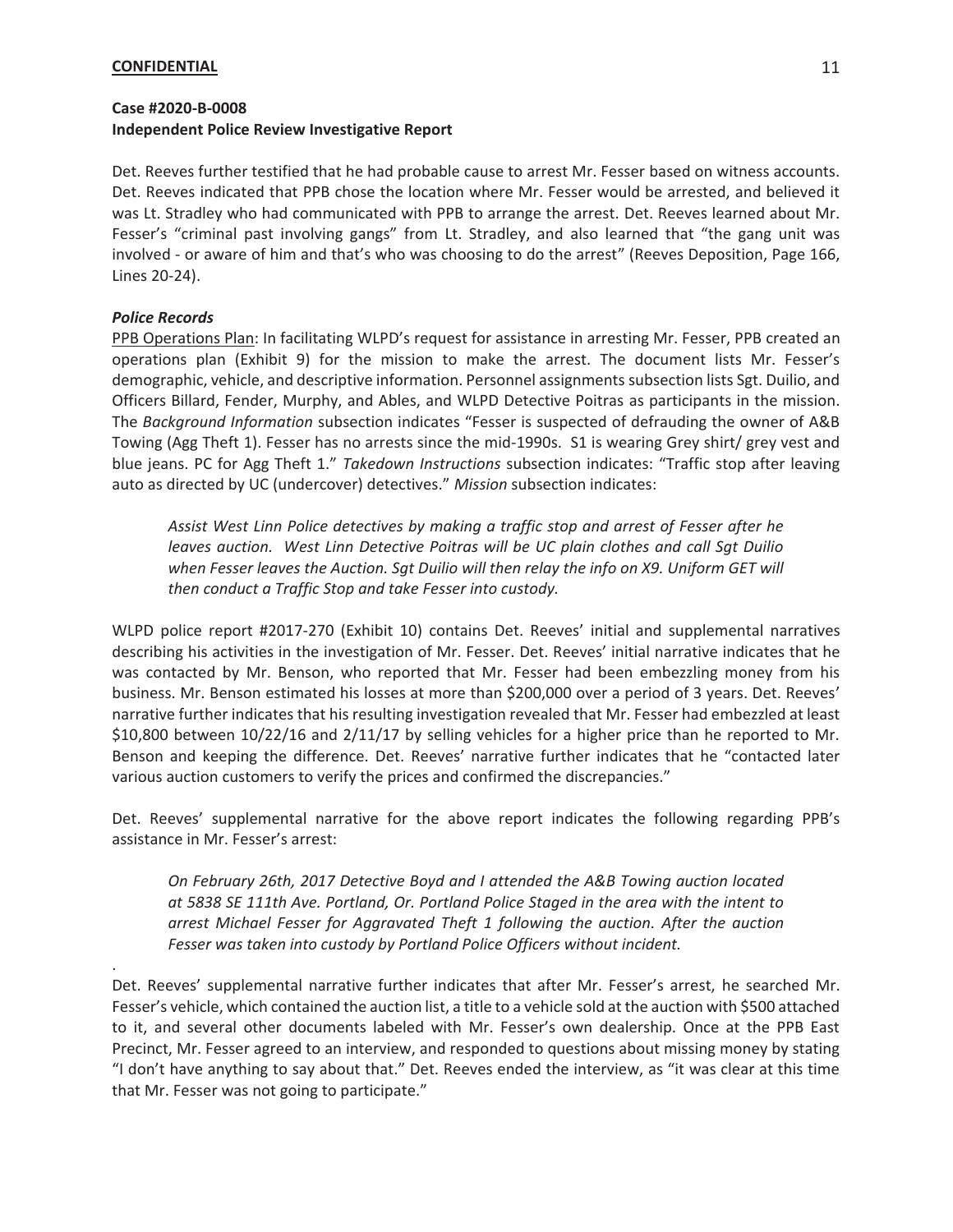**Case #2020-B-0008**
**Independent Police Review Investigative Report**

Det. Reeves further testified that he had probable cause to arrest Mr. Fesser based on witness accounts. Det. Reeves indicated that PPB chose the location where Mr. Fesser would be arrested, and believed it was Lt. Stradley who had communicated with PPB to arrange the arrest. Det. Reeves learned about Mr. Fesser's "criminal past involving gangs" from Lt. Stradley, and also learned that "the gang unit was involved - or aware of him and that's who was choosing to do the arrest" (Reeves Deposition, Page 166, Lines 20-24).

***Police Records***

PPB Operations Plan: In facilitating WLPD's request for assistance in arresting Mr. Fesser, PPB created an operations plan (Exhibit 9) for the mission to make the arrest. The document lists Mr. Fesser's demographic, vehicle, and descriptive information. Personnel assignments subsection lists Sgt. Duilio, and Officers Billard, Fender, Murphy, and Ables, and WLPD Detective Poitras as participants in the mission. The *Background Information* subsection indicates "Fesser is suspected of defrauding the owner of A&B Towing (Agg Theft 1). Fesser has no arrests since the mid-1990s. S1 is wearing Grey shirt/ grey vest and blue jeans. PC for Agg Theft 1." *Takedown Instructions* subsection indicates: "Traffic stop after leaving auto as directed by UC (undercover) detectives." *Mission* subsection indicates:

> *Assist West Linn Police detectives by making a traffic stop and arrest of Fesser after he leaves auction. West Linn Detective Poitras will be UC plain clothes and call Sgt Duilio when Fesser leaves the Auction. Sgt Duilio will then relay the info on X9. Uniform GET will then conduct a Traffic Stop and take Fesser into custody.*

WLPD police report #2017-270 (Exhibit 10) contains Det. Reeves' initial and supplemental narratives describing his activities in the investigation of Mr. Fesser. Det. Reeves' initial narrative indicates that he was contacted by Mr. Benson, who reported that Mr. Fesser had been embezzling money from his business. Mr. Benson estimated his losses at more than $200,000 over a period of 3 years. Det. Reeves' narrative further indicates that his resulting investigation revealed that Mr. Fesser had embezzled at least $10,800 between 10/22/16 and 2/11/17 by selling vehicles for a higher price than he reported to Mr. Benson and keeping the difference. Det. Reeves' narrative further indicates that he "contacted later various auction customers to verify the prices and confirmed the discrepancies."

Det. Reeves' supplemental narrative for the above report indicates the following regarding PPB's assistance in Mr. Fesser's arrest:

> *On February 26th, 2017 Detective Boyd and I attended the A&B Towing auction located at 5838 SE 111th Ave. Portland, Or. Portland Police Staged in the area with the intent to arrest Michael Fesser for Aggravated Theft 1 following the auction. After the auction Fesser was taken into custody by Portland Police Officers without incident.*

Det. Reeves' supplemental narrative further indicates that after Mr. Fesser's arrest, he searched Mr. Fesser's vehicle, which contained the auction list, a title to a vehicle sold at the auction with $500 attached to it, and several other documents labeled with Mr. Fesser's own dealership. Once at the PPB East Precinct, Mr. Fesser agreed to an interview, and responded to questions about missing money by stating "I don't have anything to say about that." Det. Reeves ended the interview, as "it was clear at this time that Mr. Fesser was not going to participate."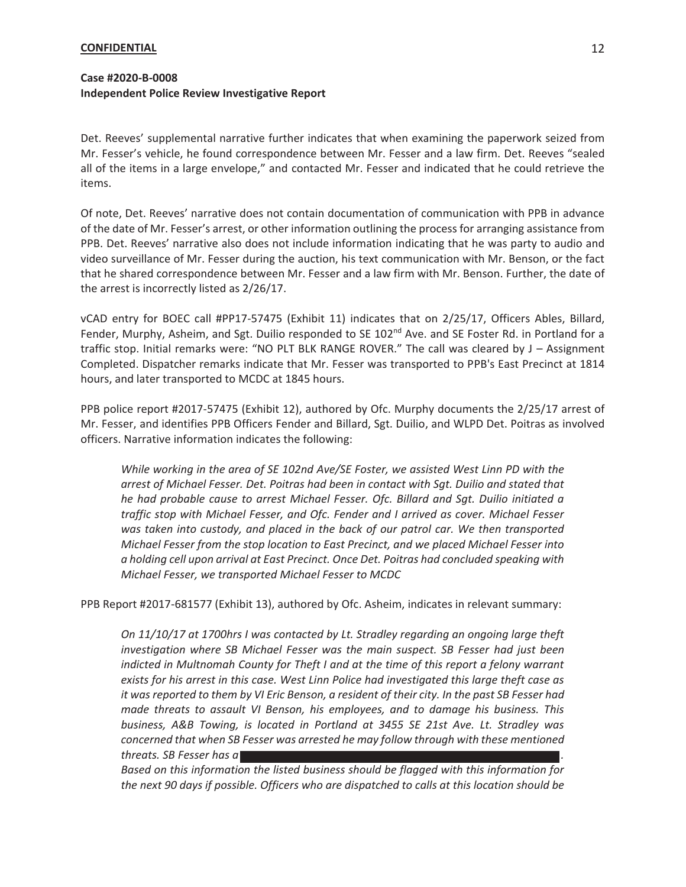**Case #2020-B-0008**
**Independent Police Review Investigative Report**

Det. Reeves' supplemental narrative further indicates that when examining the paperwork seized from Mr. Fesser's vehicle, he found correspondence between Mr. Fesser and a law firm. Det. Reeves "sealed all of the items in a large envelope," and contacted Mr. Fesser and indicated that he could retrieve the items.

Of note, Det. Reeves' narrative does not contain documentation of communication with PPB in advance of the date of Mr. Fesser's arrest, or other information outlining the process for arranging assistance from PPB. Det. Reeves' narrative also does not include information indicating that he was party to audio and video surveillance of Mr. Fesser during the auction, his text communication with Mr. Benson, or the fact that he shared correspondence between Mr. Fesser and a law firm with Mr. Benson. Further, the date of the arrest is incorrectly listed as 2/26/17.

vCAD entry for BOEC call #PP17-57475 (Exhibit 11) indicates that on 2/25/17, Officers Ables, Billard, Fender, Murphy, Asheim, and Sgt. Duilio responded to SE 102nd Ave. and SE Foster Rd. in Portland for a traffic stop. Initial remarks were: "NO PLT BLK RANGE ROVER." The call was cleared by J – Assignment Completed. Dispatcher remarks indicate that Mr. Fesser was transported to PPB's East Precinct at 1814 hours, and later transported to MCDC at 1845 hours.

PPB police report #2017-57475 (Exhibit 12), authored by Ofc. Murphy documents the 2/25/17 arrest of Mr. Fesser, and identifies PPB Officers Fender and Billard, Sgt. Duilio, and WLPD Det. Poitras as involved officers. Narrative information indicates the following:

> *While working in the area of SE 102nd Ave/SE Foster, we assisted West Linn PD with the arrest of Michael Fesser. Det. Poitras had been in contact with Sgt. Duilio and stated that he had probable cause to arrest Michael Fesser. Ofc. Billard and Sgt. Duilio initiated a traffic stop with Michael Fesser, and Ofc. Fender and I arrived as cover. Michael Fesser was taken into custody, and placed in the back of our patrol car. We then transported Michael Fesser from the stop location to East Precinct, and we placed Michael Fesser into a holding cell upon arrival at East Precinct. Once Det. Poitras had concluded speaking with Michael Fesser, we transported Michael Fesser to MCDC*

PPB Report #2017-681577 (Exhibit 13), authored by Ofc. Asheim, indicates in relevant summary:

> *On 11/10/17 at 1700hrs I was contacted by Lt. Stradley regarding an ongoing large theft investigation where SB Michael Fesser was the main suspect. SB Fesser had just been indicted in Multnomah County for Theft I and at the time of this report a felony warrant exists for his arrest in this case. West Linn Police had investigated this large theft case as it was reported to them by VI Eric Benson, a resident of their city. In the past SB Fesser had made threats to assault VI Benson, his employees, and to damage his business. This business, A&B Towing, is located in Portland at 3455 SE 21st Ave. Lt. Stradley was concerned that when SB Fesser was arrested he may follow through with these mentioned threats. SB Fesser has a [REDACTED].*
> *Based on this information the listed business should be flagged with this information for the next 90 days if possible. Officers who are dispatched to calls at this location should be*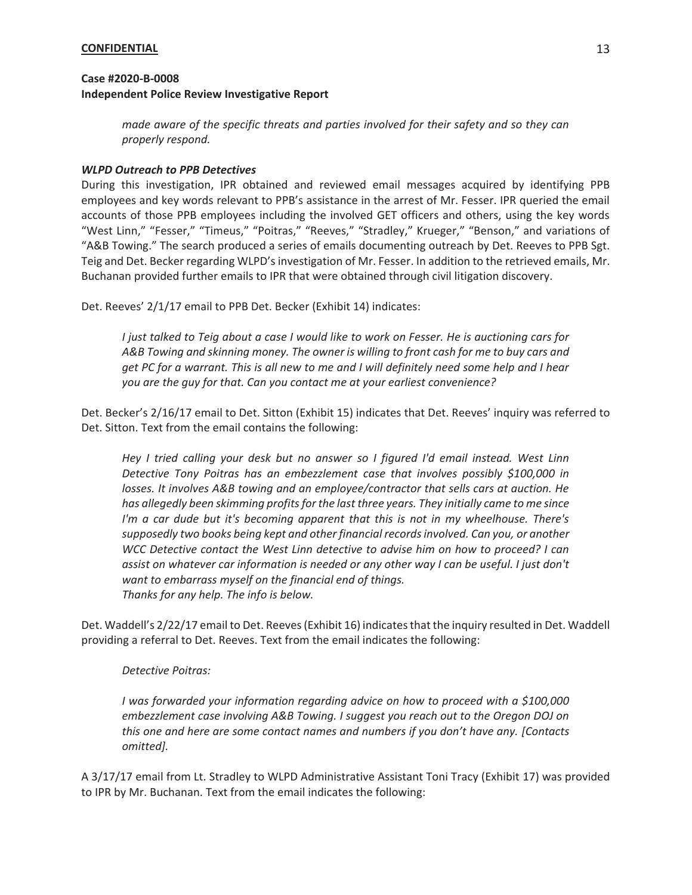*made aware of the specific threats and parties involved for their safety and so they can properly respond.*

***WLPD Outreach to PPB Detectives***

During this investigation, IPR obtained and reviewed email messages acquired by identifying PPB employees and key words relevant to PPB's assistance in the arrest of Mr. Fesser. IPR queried the email accounts of those PPB employees including the involved GET officers and others, using the key words "West Linn," "Fesser," "Timeus," "Poitras," "Reeves," "Stradley," Krueger," "Benson," and variations of "A&B Towing." The search produced a series of emails documenting outreach by Det. Reeves to PPB Sgt. Teig and Det. Becker regarding WLPD's investigation of Mr. Fesser. In addition to the retrieved emails, Mr. Buchanan provided further emails to IPR that were obtained through civil litigation discovery.

Det. Reeves' 2/1/17 email to PPB Det. Becker (Exhibit 14) indicates:

> *I just talked to Teig about a case I would like to work on Fesser. He is auctioning cars for A&B Towing and skinning money. The owner is willing to front cash for me to buy cars and get PC for a warrant. This is all new to me and I will definitely need some help and I hear you are the guy for that. Can you contact me at your earliest convenience?*

Det. Becker's 2/16/17 email to Det. Sitton (Exhibit 15) indicates that Det. Reeves' inquiry was referred to Det. Sitton. Text from the email contains the following:

> *Hey I tried calling your desk but no answer so I figured I'd email instead. West Linn Detective Tony Poitras has an embezzlement case that involves possibly $100,000 in losses. It involves A&B towing and an employee/contractor that sells cars at auction. He has allegedly been skimming profits for the last three years. They initially came to me since I'm a car dude but it's becoming apparent that this is not in my wheelhouse. There's supposedly two books being kept and other financial records involved. Can you, or another WCC Detective contact the West Linn detective to advise him on how to proceed? I can assist on whatever car information is needed or any other way I can be useful. I just don't want to embarrass myself on the financial end of things.*
> *Thanks for any help. The info is below.*

Det. Waddell's 2/22/17 email to Det. Reeves (Exhibit 16) indicates that the inquiry resulted in Det. Waddell providing a referral to Det. Reeves. Text from the email indicates the following:

> *Detective Poitras:*
>
> *I was forwarded your information regarding advice on how to proceed with a $100,000 embezzlement case involving A&B Towing. I suggest you reach out to the Oregon DOJ on this one and here are some contact names and numbers if you don't have any. [Contacts omitted].*

A 3/17/17 email from Lt. Stradley to WLPD Administrative Assistant Toni Tracy (Exhibit 17) was provided to IPR by Mr. Buchanan. Text from the email indicates the following: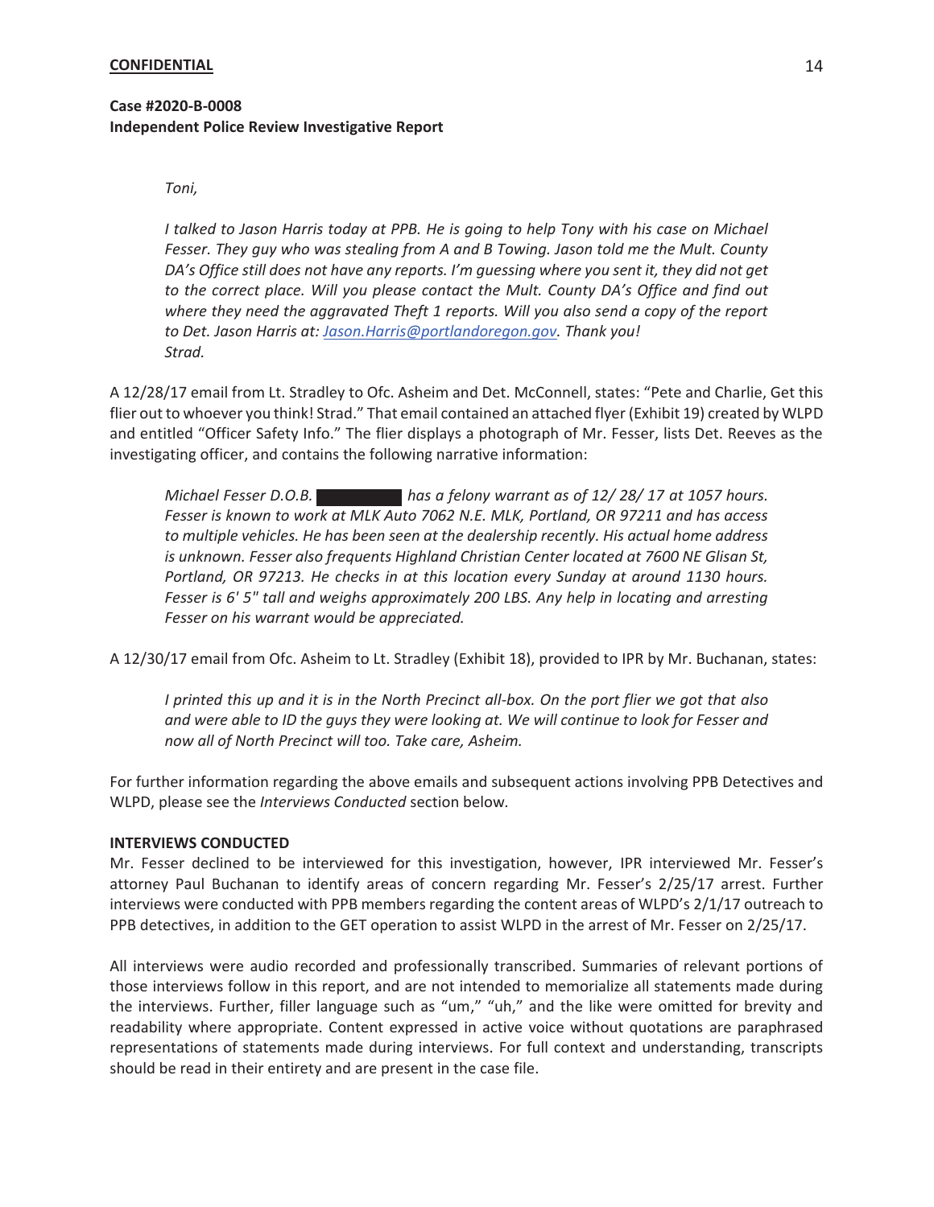**CONFIDENTIAL**

**Case #2020-B-0008**
**Independent Police Review Investigative Report**

> *Toni,*
>
> *I talked to Jason Harris today at PPB. He is going to help Tony with his case on Michael Fesser. They guy who was stealing from A and B Towing. Jason told me the Mult. County DA's Office still does not have any reports. I'm guessing where you sent it, they did not get to the correct place. Will you please contact the Mult. County DA's Office and find out where they need the aggravated Theft 1 reports. Will you also send a copy of the report to Det. Jason Harris at: Jason.Harris@portlandoregon.gov. Thank you!*
> *Strad.*

A 12/28/17 email from Lt. Stradley to Ofc. Asheim and Det. McConnell, states: "Pete and Charlie, Get this flier out to whoever you think! Strad." That email contained an attached flyer (Exhibit 19) created by WLPD and entitled "Officer Safety Info." The flier displays a photograph of Mr. Fesser, lists Det. Reeves as the investigating officer, and contains the following narrative information:

> *Michael Fesser D.O.B. [REDACTED] has a felony warrant as of 12/ 28/ 17 at 1057 hours. Fesser is known to work at MLK Auto 7062 N.E. MLK, Portland, OR 97211 and has access to multiple vehicles. He has been seen at the dealership recently. His actual home address is unknown. Fesser also frequents Highland Christian Center located at 7600 NE Glisan St, Portland, OR 97213. He checks in at this location every Sunday at around 1130 hours. Fesser is 6' 5" tall and weighs approximately 200 LBS. Any help in locating and arresting Fesser on his warrant would be appreciated.*

A 12/30/17 email from Ofc. Asheim to Lt. Stradley (Exhibit 18), provided to IPR by Mr. Buchanan, states:

> *I printed this up and it is in the North Precinct all-box. On the port flier we got that also and were able to ID the guys they were looking at. We will continue to look for Fesser and now all of North Precinct will too. Take care, Asheim.*

For further information regarding the above emails and subsequent actions involving PPB Detectives and WLPD, please see the *Interviews Conducted* section below.

**INTERVIEWS CONDUCTED**

Mr. Fesser declined to be interviewed for this investigation, however, IPR interviewed Mr. Fesser's attorney Paul Buchanan to identify areas of concern regarding Mr. Fesser's 2/25/17 arrest. Further interviews were conducted with PPB members regarding the content areas of WLPD's 2/1/17 outreach to PPB detectives, in addition to the GET operation to assist WLPD in the arrest of Mr. Fesser on 2/25/17.

All interviews were audio recorded and professionally transcribed. Summaries of relevant portions of those interviews follow in this report, and are not intended to memorialize all statements made during the interviews. Further, filler language such as "um," "uh," and the like were omitted for brevity and readability where appropriate. Content expressed in active voice without quotations are paraphrased representations of statements made during interviews. For full context and understanding, transcripts should be read in their entirety and are present in the case file.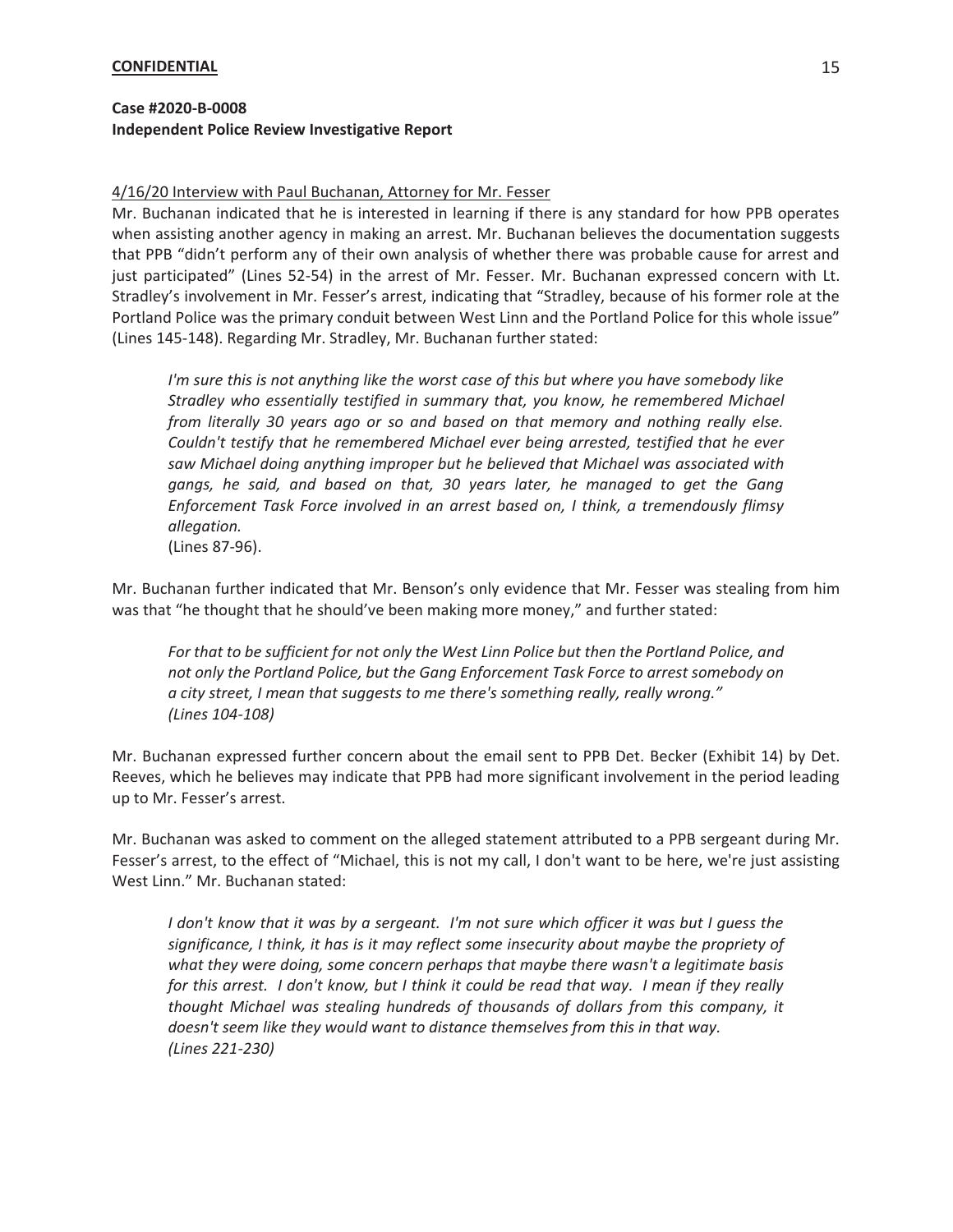**CONFIDENTIAL**

**Case #2020-B-0008**
**Independent Police Review Investigative Report**

4/16/20 Interview with Paul Buchanan, Attorney for Mr. Fesser

Mr. Buchanan indicated that he is interested in learning if there is any standard for how PPB operates when assisting another agency in making an arrest. Mr. Buchanan believes the documentation suggests that PPB "didn't perform any of their own analysis of whether there was probable cause for arrest and just participated" (Lines 52-54) in the arrest of Mr. Fesser. Mr. Buchanan expressed concern with Lt. Stradley's involvement in Mr. Fesser's arrest, indicating that "Stradley, because of his former role at the Portland Police was the primary conduit between West Linn and the Portland Police for this whole issue" (Lines 145-148). Regarding Mr. Stradley, Mr. Buchanan further stated:

> *I'm sure this is not anything like the worst case of this but where you have somebody like Stradley who essentially testified in summary that, you know, he remembered Michael from literally 30 years ago or so and based on that memory and nothing really else. Couldn't testify that he remembered Michael ever being arrested, testified that he ever saw Michael doing anything improper but he believed that Michael was associated with gangs, he said, and based on that, 30 years later, he managed to get the Gang Enforcement Task Force involved in an arrest based on, I think, a tremendously flimsy allegation.*
> (Lines 87-96).

Mr. Buchanan further indicated that Mr. Benson's only evidence that Mr. Fesser was stealing from him was that "he thought that he should've been making more money," and further stated:

> *For that to be sufficient for not only the West Linn Police but then the Portland Police, and not only the Portland Police, but the Gang Enforcement Task Force to arrest somebody on a city street, I mean that suggests to me there's something really, really wrong." (Lines 104-108)*

Mr. Buchanan expressed further concern about the email sent to PPB Det. Becker (Exhibit 14) by Det. Reeves, which he believes may indicate that PPB had more significant involvement in the period leading up to Mr. Fesser's arrest.

Mr. Buchanan was asked to comment on the alleged statement attributed to a PPB sergeant during Mr. Fesser's arrest, to the effect of "Michael, this is not my call, I don't want to be here, we're just assisting West Linn." Mr. Buchanan stated:

> *I don't know that it was by a sergeant. I'm not sure which officer it was but I guess the significance, I think, it has is it may reflect some insecurity about maybe the propriety of what they were doing, some concern perhaps that maybe there wasn't a legitimate basis for this arrest. I don't know, but I think it could be read that way. I mean if they really thought Michael was stealing hundreds of thousands of dollars from this company, it doesn't seem like they would want to distance themselves from this in that way. (Lines 221-230)*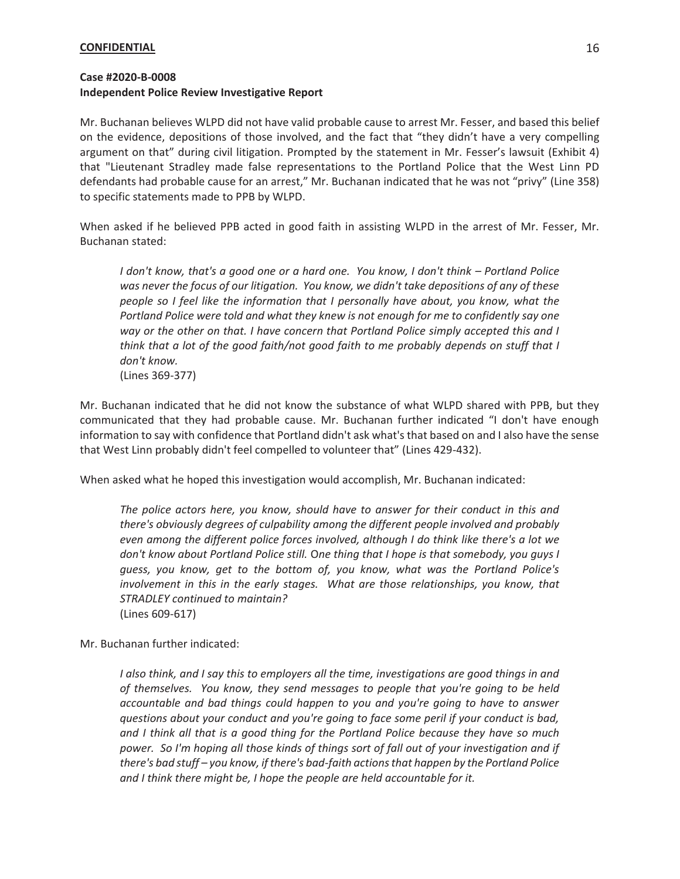**Case #2020-B-0008**
**Independent Police Review Investigative Report**

Mr. Buchanan believes WLPD did not have valid probable cause to arrest Mr. Fesser, and based this belief on the evidence, depositions of those involved, and the fact that "they didn't have a very compelling argument on that" during civil litigation. Prompted by the statement in Mr. Fesser's lawsuit (Exhibit 4) that "Lieutenant Stradley made false representations to the Portland Police that the West Linn PD defendants had probable cause for an arrest," Mr. Buchanan indicated that he was not "privy" (Line 358) to specific statements made to PPB by WLPD.

When asked if he believed PPB acted in good faith in assisting WLPD in the arrest of Mr. Fesser, Mr. Buchanan stated:

> *I don't know, that's a good one or a hard one. You know, I don't think – Portland Police was never the focus of our litigation. You know, we didn't take depositions of any of these people so I feel like the information that I personally have about, you know, what the Portland Police were told and what they knew is not enough for me to confidently say one way or the other on that. I have concern that Portland Police simply accepted this and I think that a lot of the good faith/not good faith to me probably depends on stuff that I don't know.*
> (Lines 369-377)

Mr. Buchanan indicated that he did not know the substance of what WLPD shared with PPB, but they communicated that they had probable cause. Mr. Buchanan further indicated "I don't have enough information to say with confidence that Portland didn't ask what's that based on and I also have the sense that West Linn probably didn't feel compelled to volunteer that" (Lines 429-432).

When asked what he hoped this investigation would accomplish, Mr. Buchanan indicated:

> *The police actors here, you know, should have to answer for their conduct in this and there's obviously degrees of culpability among the different people involved and probably even among the different police forces involved, although I do think like there's a lot we don't know about Portland Police still. One thing that I hope is that somebody, you guys I guess, you know, get to the bottom of, you know, what was the Portland Police's involvement in this in the early stages. What are those relationships, you know, that STRADLEY continued to maintain?*
> (Lines 609-617)

Mr. Buchanan further indicated:

> *I also think, and I say this to employers all the time, investigations are good things in and of themselves. You know, they send messages to people that you're going to be held accountable and bad things could happen to you and you're going to have to answer questions about your conduct and you're going to face some peril if your conduct is bad, and I think all that is a good thing for the Portland Police because they have so much power. So I'm hoping all those kinds of things sort of fall out of your investigation and if there's bad stuff – you know, if there's bad-faith actions that happen by the Portland Police and I think there might be, I hope the people are held accountable for it.*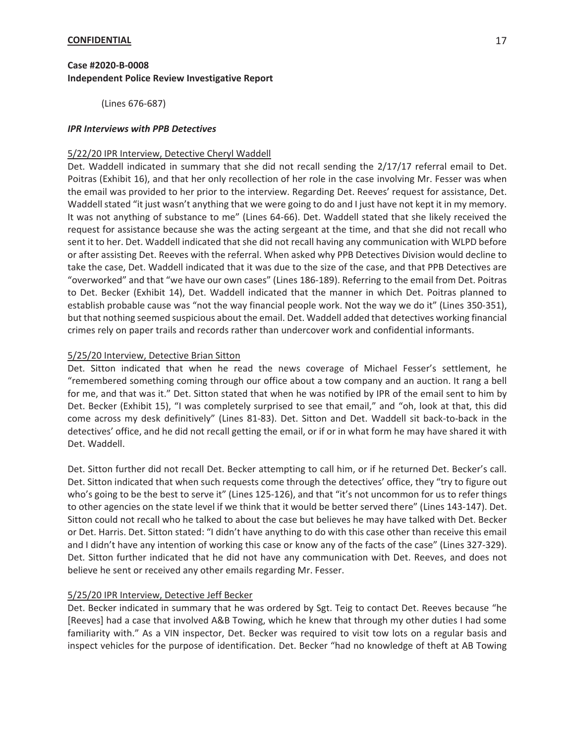**CONFIDENTIAL**

**Case #2020-B-0008**
**Independent Police Review Investigative Report**

(Lines 676-687)

***IPR Interviews with PPB Detectives***

5/22/20 IPR Interview, Detective Cheryl Waddell

Det. Waddell indicated in summary that she did not recall sending the 2/17/17 referral email to Det. Poitras (Exhibit 16), and that her only recollection of her role in the case involving Mr. Fesser was when the email was provided to her prior to the interview. Regarding Det. Reeves' request for assistance, Det. Waddell stated "it just wasn't anything that we were going to do and I just have not kept it in my memory. It was not anything of substance to me" (Lines 64-66). Det. Waddell stated that she likely received the request for assistance because she was the acting sergeant at the time, and that she did not recall who sent it to her. Det. Waddell indicated that she did not recall having any communication with WLPD before or after assisting Det. Reeves with the referral. When asked why PPB Detectives Division would decline to take the case, Det. Waddell indicated that it was due to the size of the case, and that PPB Detectives are "overworked" and that "we have our own cases" (Lines 186-189). Referring to the email from Det. Poitras to Det. Becker (Exhibit 14), Det. Waddell indicated that the manner in which Det. Poitras planned to establish probable cause was "not the way financial people work. Not the way we do it" (Lines 350-351), but that nothing seemed suspicious about the email. Det. Waddell added that detectives working financial crimes rely on paper trails and records rather than undercover work and confidential informants.

5/25/20 Interview, Detective Brian Sitton

Det. Sitton indicated that when he read the news coverage of Michael Fesser's settlement, he "remembered something coming through our office about a tow company and an auction. It rang a bell for me, and that was it." Det. Sitton stated that when he was notified by IPR of the email sent to him by Det. Becker (Exhibit 15), "I was completely surprised to see that email," and "oh, look at that, this did come across my desk definitively" (Lines 81-83). Det. Sitton and Det. Waddell sit back-to-back in the detectives' office, and he did not recall getting the email, or if or in what form he may have shared it with Det. Waddell.

Det. Sitton further did not recall Det. Becker attempting to call him, or if he returned Det. Becker's call. Det. Sitton indicated that when such requests come through the detectives' office, they "try to figure out who's going to be the best to serve it" (Lines 125-126), and that "it's not uncommon for us to refer things to other agencies on the state level if we think that it would be better served there" (Lines 143-147). Det. Sitton could not recall who he talked to about the case but believes he may have talked with Det. Becker or Det. Harris. Det. Sitton stated: "I didn't have anything to do with this case other than receive this email and I didn't have any intention of working this case or know any of the facts of the case" (Lines 327-329). Det. Sitton further indicated that he did not have any communication with Det. Reeves, and does not believe he sent or received any other emails regarding Mr. Fesser.

5/25/20 IPR Interview, Detective Jeff Becker

Det. Becker indicated in summary that he was ordered by Sgt. Teig to contact Det. Reeves because "he [Reeves] had a case that involved A&B Towing, which he knew that through my other duties I had some familiarity with." As a VIN inspector, Det. Becker was required to visit tow lots on a regular basis and inspect vehicles for the purpose of identification. Det. Becker "had no knowledge of theft at AB Towing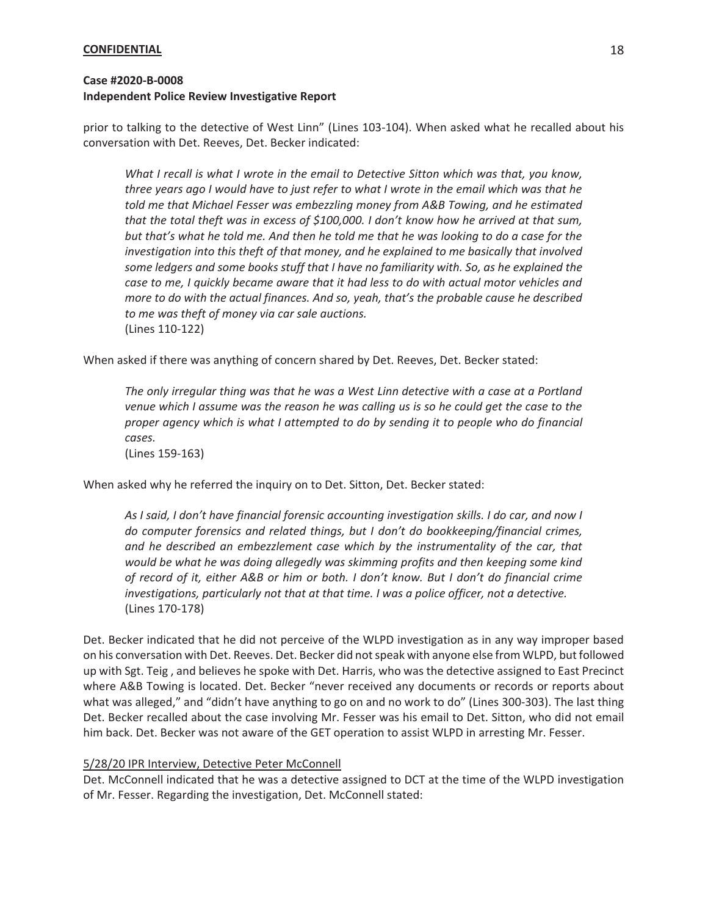prior to talking to the detective of West Linn" (Lines 103-104). When asked what he recalled about his conversation with Det. Reeves, Det. Becker indicated:

> *What I recall is what I wrote in the email to Detective Sitton which was that, you know, three years ago I would have to just refer to what I wrote in the email which was that he told me that Michael Fesser was embezzling money from A&B Towing, and he estimated that the total theft was in excess of $100,000. I don't know how he arrived at that sum, but that's what he told me. And then he told me that he was looking to do a case for the investigation into this theft of that money, and he explained to me basically that involved some ledgers and some books stuff that I have no familiarity with. So, as he explained the case to me, I quickly became aware that it had less to do with actual motor vehicles and more to do with the actual finances. And so, yeah, that's the probable cause he described to me was theft of money via car sale auctions.*
> (Lines 110-122)

When asked if there was anything of concern shared by Det. Reeves, Det. Becker stated:

> *The only irregular thing was that he was a West Linn detective with a case at a Portland venue which I assume was the reason he was calling us is so he could get the case to the proper agency which is what I attempted to do by sending it to people who do financial cases.*
> (Lines 159-163)

When asked why he referred the inquiry on to Det. Sitton, Det. Becker stated:

> *As I said, I don't have financial forensic accounting investigation skills. I do car, and now I do computer forensics and related things, but I don't do bookkeeping/financial crimes, and he described an embezzlement case which by the instrumentality of the car, that would be what he was doing allegedly was skimming profits and then keeping some kind of record of it, either A&B or him or both. I don't know. But I don't do financial crime investigations, particularly not that at that time. I was a police officer, not a detective.*
> (Lines 170-178)

Det. Becker indicated that he did not perceive of the WLPD investigation as in any way improper based on his conversation with Det. Reeves. Det. Becker did not speak with anyone else from WLPD, but followed up with Sgt. Teig , and believes he spoke with Det. Harris, who was the detective assigned to East Precinct where A&B Towing is located. Det. Becker "never received any documents or records or reports about what was alleged," and "didn't have anything to go on and no work to do" (Lines 300-303). The last thing Det. Becker recalled about the case involving Mr. Fesser was his email to Det. Sitton, who did not email him back. Det. Becker was not aware of the GET operation to assist WLPD in arresting Mr. Fesser.

5/28/20 IPR Interview, Detective Peter McConnell

Det. McConnell indicated that he was a detective assigned to DCT at the time of the WLPD investigation of Mr. Fesser. Regarding the investigation, Det. McConnell stated: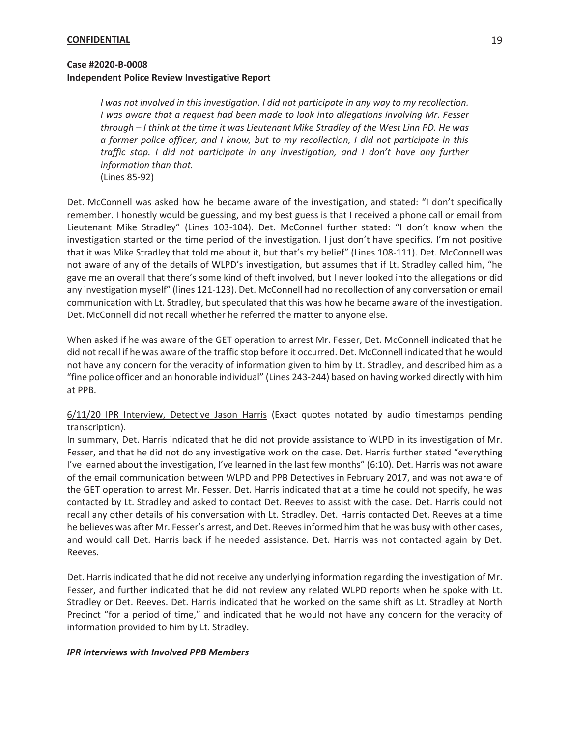**Case #2020-B-0008**
**Independent Police Review Investigative Report**

> *I was not involved in this investigation. I did not participate in any way to my recollection. I was aware that a request had been made to look into allegations involving Mr. Fesser through – I think at the time it was Lieutenant Mike Stradley of the West Linn PD. He was a former police officer, and I know, but to my recollection, I did not participate in this traffic stop. I did not participate in any investigation, and I don't have any further information than that.*
> (Lines 85-92)

Det. McConnell was asked how he became aware of the investigation, and stated: "I don't specifically remember. I honestly would be guessing, and my best guess is that I received a phone call or email from Lieutenant Mike Stradley" (Lines 103-104). Det. McConnel further stated: "I don't know when the investigation started or the time period of the investigation. I just don't have specifics. I'm not positive that it was Mike Stradley that told me about it, but that's my belief" (Lines 108-111). Det. McConnell was not aware of any of the details of WLPD's investigation, but assumes that if Lt. Stradley called him, "he gave me an overall that there's some kind of theft involved, but I never looked into the allegations or did any investigation myself" (lines 121-123). Det. McConnell had no recollection of any conversation or email communication with Lt. Stradley, but speculated that this was how he became aware of the investigation. Det. McConnell did not recall whether he referred the matter to anyone else.

When asked if he was aware of the GET operation to arrest Mr. Fesser, Det. McConnell indicated that he did not recall if he was aware of the traffic stop before it occurred. Det. McConnell indicated that he would not have any concern for the veracity of information given to him by Lt. Stradley, and described him as a "fine police officer and an honorable individual" (Lines 243-244) based on having worked directly with him at PPB.

6/11/20 IPR Interview, Detective Jason Harris (Exact quotes notated by audio timestamps pending transcription).

In summary, Det. Harris indicated that he did not provide assistance to WLPD in its investigation of Mr. Fesser, and that he did not do any investigative work on the case. Det. Harris further stated "everything I've learned about the investigation, I've learned in the last few months" (6:10). Det. Harris was not aware of the email communication between WLPD and PPB Detectives in February 2017, and was not aware of the GET operation to arrest Mr. Fesser. Det. Harris indicated that at a time he could not specify, he was contacted by Lt. Stradley and asked to contact Det. Reeves to assist with the case. Det. Harris could not recall any other details of his conversation with Lt. Stradley. Det. Harris contacted Det. Reeves at a time he believes was after Mr. Fesser's arrest, and Det. Reeves informed him that he was busy with other cases, and would call Det. Harris back if he needed assistance. Det. Harris was not contacted again by Det. Reeves.

Det. Harris indicated that he did not receive any underlying information regarding the investigation of Mr. Fesser, and further indicated that he did not review any related WLPD reports when he spoke with Lt. Stradley or Det. Reeves. Det. Harris indicated that he worked on the same shift as Lt. Stradley at North Precinct "for a period of time," and indicated that he would not have any concern for the veracity of information provided to him by Lt. Stradley.

***IPR Interviews with Involved PPB Members***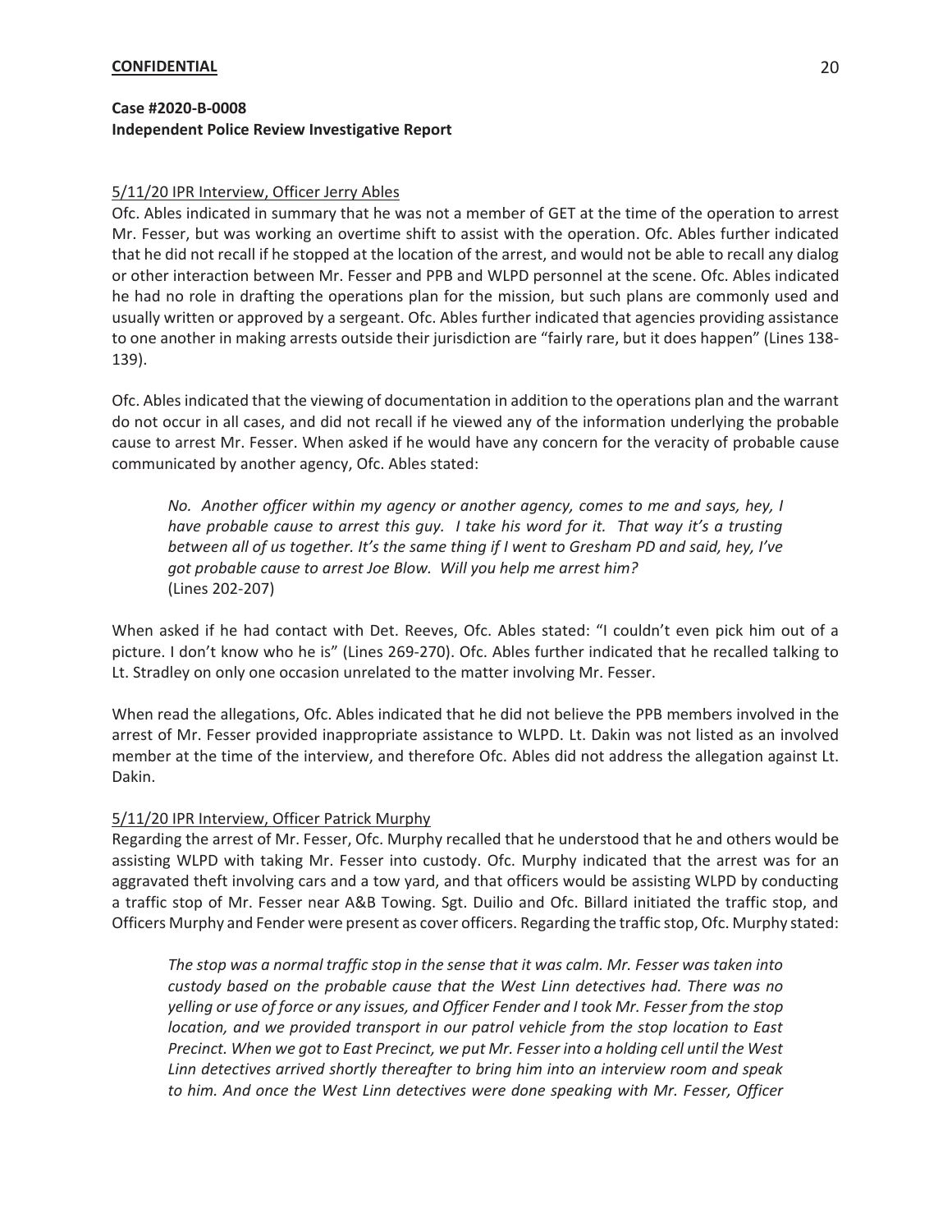**CONFIDENTIAL**

**Case #2020-B-0008**
**Independent Police Review Investigative Report**

5/11/20 IPR Interview, Officer Jerry Ables

Ofc. Ables indicated in summary that he was not a member of GET at the time of the operation to arrest Mr. Fesser, but was working an overtime shift to assist with the operation. Ofc. Ables further indicated that he did not recall if he stopped at the location of the arrest, and would not be able to recall any dialog or other interaction between Mr. Fesser and PPB and WLPD personnel at the scene. Ofc. Ables indicated he had no role in drafting the operations plan for the mission, but such plans are commonly used and usually written or approved by a sergeant. Ofc. Ables further indicated that agencies providing assistance to one another in making arrests outside their jurisdiction are "fairly rare, but it does happen" (Lines 138-139).

Ofc. Ables indicated that the viewing of documentation in addition to the operations plan and the warrant do not occur in all cases, and did not recall if he viewed any of the information underlying the probable cause to arrest Mr. Fesser. When asked if he would have any concern for the veracity of probable cause communicated by another agency, Ofc. Ables stated:

> *No. Another officer within my agency or another agency, comes to me and says, hey, I have probable cause to arrest this guy. I take his word for it. That way it's a trusting between all of us together. It's the same thing if I went to Gresham PD and said, hey, I've got probable cause to arrest Joe Blow. Will you help me arrest him?*
> (Lines 202-207)

When asked if he had contact with Det. Reeves, Ofc. Ables stated: "I couldn't even pick him out of a picture. I don't know who he is" (Lines 269-270). Ofc. Ables further indicated that he recalled talking to Lt. Stradley on only one occasion unrelated to the matter involving Mr. Fesser.

When read the allegations, Ofc. Ables indicated that he did not believe the PPB members involved in the arrest of Mr. Fesser provided inappropriate assistance to WLPD. Lt. Dakin was not listed as an involved member at the time of the interview, and therefore Ofc. Ables did not address the allegation against Lt. Dakin.

5/11/20 IPR Interview, Officer Patrick Murphy

Regarding the arrest of Mr. Fesser, Ofc. Murphy recalled that he understood that he and others would be assisting WLPD with taking Mr. Fesser into custody. Ofc. Murphy indicated that the arrest was for an aggravated theft involving cars and a tow yard, and that officers would be assisting WLPD by conducting a traffic stop of Mr. Fesser near A&B Towing. Sgt. Duilio and Ofc. Billard initiated the traffic stop, and Officers Murphy and Fender were present as cover officers. Regarding the traffic stop, Ofc. Murphy stated:

> *The stop was a normal traffic stop in the sense that it was calm. Mr. Fesser was taken into custody based on the probable cause that the West Linn detectives had. There was no yelling or use of force or any issues, and Officer Fender and I took Mr. Fesser from the stop location, and we provided transport in our patrol vehicle from the stop location to East Precinct. When we got to East Precinct, we put Mr. Fesser into a holding cell until the West Linn detectives arrived shortly thereafter to bring him into an interview room and speak to him. And once the West Linn detectives were done speaking with Mr. Fesser, Officer*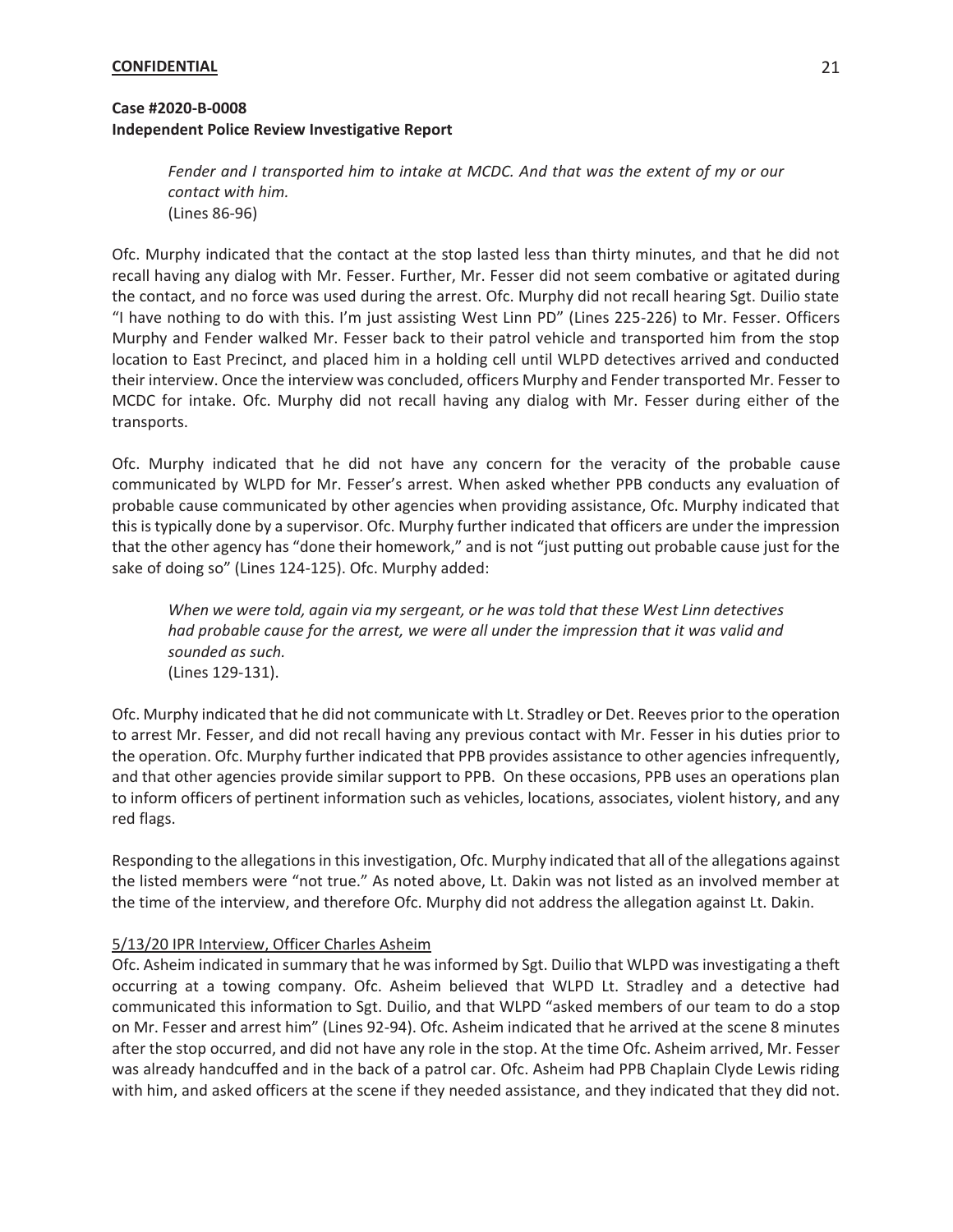*Fender and I transported him to intake at MCDC. And that was the extent of my or our contact with him.*
(Lines 86-96)

Ofc. Murphy indicated that the contact at the stop lasted less than thirty minutes, and that he did not recall having any dialog with Mr. Fesser. Further, Mr. Fesser did not seem combative or agitated during the contact, and no force was used during the arrest. Ofc. Murphy did not recall hearing Sgt. Duilio state "I have nothing to do with this. I'm just assisting West Linn PD" (Lines 225-226) to Mr. Fesser. Officers Murphy and Fender walked Mr. Fesser back to their patrol vehicle and transported him from the stop location to East Precinct, and placed him in a holding cell until WLPD detectives arrived and conducted their interview. Once the interview was concluded, officers Murphy and Fender transported Mr. Fesser to MCDC for intake. Ofc. Murphy did not recall having any dialog with Mr. Fesser during either of the transports.

Ofc. Murphy indicated that he did not have any concern for the veracity of the probable cause communicated by WLPD for Mr. Fesser's arrest. When asked whether PPB conducts any evaluation of probable cause communicated by other agencies when providing assistance, Ofc. Murphy indicated that this is typically done by a supervisor. Ofc. Murphy further indicated that officers are under the impression that the other agency has "done their homework," and is not "just putting out probable cause just for the sake of doing so" (Lines 124-125). Ofc. Murphy added:

*When we were told, again via my sergeant, or he was told that these West Linn detectives had probable cause for the arrest, we were all under the impression that it was valid and sounded as such.*
(Lines 129-131).

Ofc. Murphy indicated that he did not communicate with Lt. Stradley or Det. Reeves prior to the operation to arrest Mr. Fesser, and did not recall having any previous contact with Mr. Fesser in his duties prior to the operation. Ofc. Murphy further indicated that PPB provides assistance to other agencies infrequently, and that other agencies provide similar support to PPB. On these occasions, PPB uses an operations plan to inform officers of pertinent information such as vehicles, locations, associates, violent history, and any red flags.

Responding to the allegations in this investigation, Ofc. Murphy indicated that all of the allegations against the listed members were "not true." As noted above, Lt. Dakin was not listed as an involved member at the time of the interview, and therefore Ofc. Murphy did not address the allegation against Lt. Dakin.

5/13/20 IPR Interview, Officer Charles Asheim

Ofc. Asheim indicated in summary that he was informed by Sgt. Duilio that WLPD was investigating a theft occurring at a towing company. Ofc. Asheim believed that WLPD Lt. Stradley and a detective had communicated this information to Sgt. Duilio, and that WLPD "asked members of our team to do a stop on Mr. Fesser and arrest him" (Lines 92-94). Ofc. Asheim indicated that he arrived at the scene 8 minutes after the stop occurred, and did not have any role in the stop. At the time Ofc. Asheim arrived, Mr. Fesser was already handcuffed and in the back of a patrol car. Ofc. Asheim had PPB Chaplain Clyde Lewis riding with him, and asked officers at the scene if they needed assistance, and they indicated that they did not.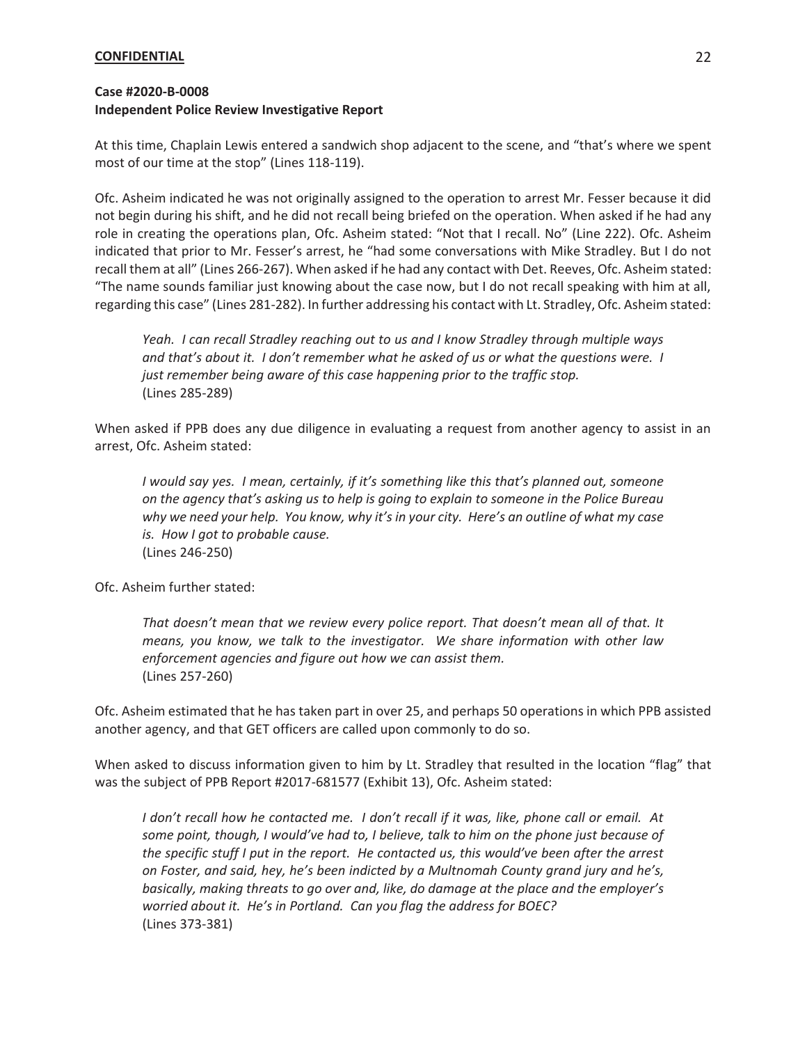**Case #2020-B-0008**
**Independent Police Review Investigative Report**

At this time, Chaplain Lewis entered a sandwich shop adjacent to the scene, and "that's where we spent most of our time at the stop" (Lines 118-119).

Ofc. Asheim indicated he was not originally assigned to the operation to arrest Mr. Fesser because it did not begin during his shift, and he did not recall being briefed on the operation. When asked if he had any role in creating the operations plan, Ofc. Asheim stated: "Not that I recall. No" (Line 222). Ofc. Asheim indicated that prior to Mr. Fesser's arrest, he "had some conversations with Mike Stradley. But I do not recall them at all" (Lines 266-267). When asked if he had any contact with Det. Reeves, Ofc. Asheim stated: "The name sounds familiar just knowing about the case now, but I do not recall speaking with him at all, regarding this case" (Lines 281-282). In further addressing his contact with Lt. Stradley, Ofc. Asheim stated:

> *Yeah. I can recall Stradley reaching out to us and I know Stradley through multiple ways and that's about it. I don't remember what he asked of us or what the questions were. I just remember being aware of this case happening prior to the traffic stop.*
> (Lines 285-289)

When asked if PPB does any due diligence in evaluating a request from another agency to assist in an arrest, Ofc. Asheim stated:

> *I would say yes. I mean, certainly, if it's something like this that's planned out, someone on the agency that's asking us to help is going to explain to someone in the Police Bureau why we need your help. You know, why it's in your city. Here's an outline of what my case is. How I got to probable cause.*
> (Lines 246-250)

Ofc. Asheim further stated:

> *That doesn't mean that we review every police report. That doesn't mean all of that. It means, you know, we talk to the investigator. We share information with other law enforcement agencies and figure out how we can assist them.*
> (Lines 257-260)

Ofc. Asheim estimated that he has taken part in over 25, and perhaps 50 operations in which PPB assisted another agency, and that GET officers are called upon commonly to do so.

When asked to discuss information given to him by Lt. Stradley that resulted in the location "flag" that was the subject of PPB Report #2017-681577 (Exhibit 13), Ofc. Asheim stated:

> *I don't recall how he contacted me. I don't recall if it was, like, phone call or email. At some point, though, I would've had to, I believe, talk to him on the phone just because of the specific stuff I put in the report. He contacted us, this would've been after the arrest on Foster, and said, hey, he's been indicted by a Multnomah County grand jury and he's, basically, making threats to go over and, like, do damage at the place and the employer's worried about it. He's in Portland. Can you flag the address for BOEC?*
> (Lines 373-381)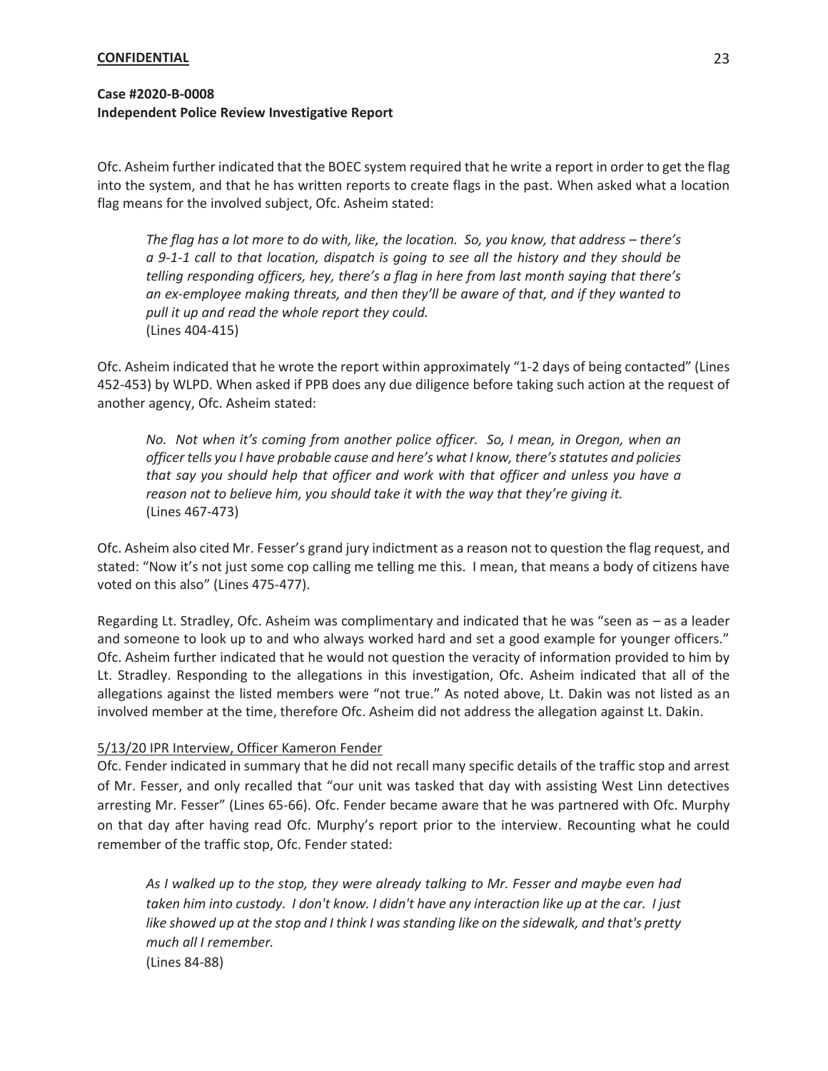Ofc. Asheim further indicated that the BOEC system required that he write a report in order to get the flag into the system, and that he has written reports to create flags in the past. When asked what a location flag means for the involved subject, Ofc. Asheim stated:

> *The flag has a lot more to do with, like, the location. So, you know, that address – there's a 9-1-1 call to that location, dispatch is going to see all the history and they should be telling responding officers, hey, there's a flag in here from last month saying that there's an ex-employee making threats, and then they'll be aware of that, and if they wanted to pull it up and read the whole report they could.*
> (Lines 404-415)

Ofc. Asheim indicated that he wrote the report within approximately "1-2 days of being contacted" (Lines 452-453) by WLPD. When asked if PPB does any due diligence before taking such action at the request of another agency, Ofc. Asheim stated:

> *No. Not when it's coming from another police officer. So, I mean, in Oregon, when an officer tells you I have probable cause and here's what I know, there's statutes and policies that say you should help that officer and work with that officer and unless you have a reason not to believe him, you should take it with the way that they're giving it.*
> (Lines 467-473)

Ofc. Asheim also cited Mr. Fesser's grand jury indictment as a reason not to question the flag request, and stated: "Now it's not just some cop calling me telling me this. I mean, that means a body of citizens have voted on this also" (Lines 475-477).

Regarding Lt. Stradley, Ofc. Asheim was complimentary and indicated that he was "seen as – as a leader and someone to look up to and who always worked hard and set a good example for younger officers." Ofc. Asheim further indicated that he would not question the veracity of information provided to him by Lt. Stradley. Responding to the allegations in this investigation, Ofc. Asheim indicated that all of the allegations against the listed members were "not true." As noted above, Lt. Dakin was not listed as an involved member at the time, therefore Ofc. Asheim did not address the allegation against Lt. Dakin.

<u>5/13/20 IPR Interview, Officer Kameron Fender</u>

Ofc. Fender indicated in summary that he did not recall many specific details of the traffic stop and arrest of Mr. Fesser, and only recalled that "our unit was tasked that day with assisting West Linn detectives arresting Mr. Fesser" (Lines 65-66). Ofc. Fender became aware that he was partnered with Ofc. Murphy on that day after having read Ofc. Murphy's report prior to the interview. Recounting what he could remember of the traffic stop, Ofc. Fender stated:

> *As I walked up to the stop, they were already talking to Mr. Fesser and maybe even had taken him into custody. I don't know. I didn't have any interaction like up at the car. I just like showed up at the stop and I think I was standing like on the sidewalk, and that's pretty much all I remember.*
> (Lines 84-88)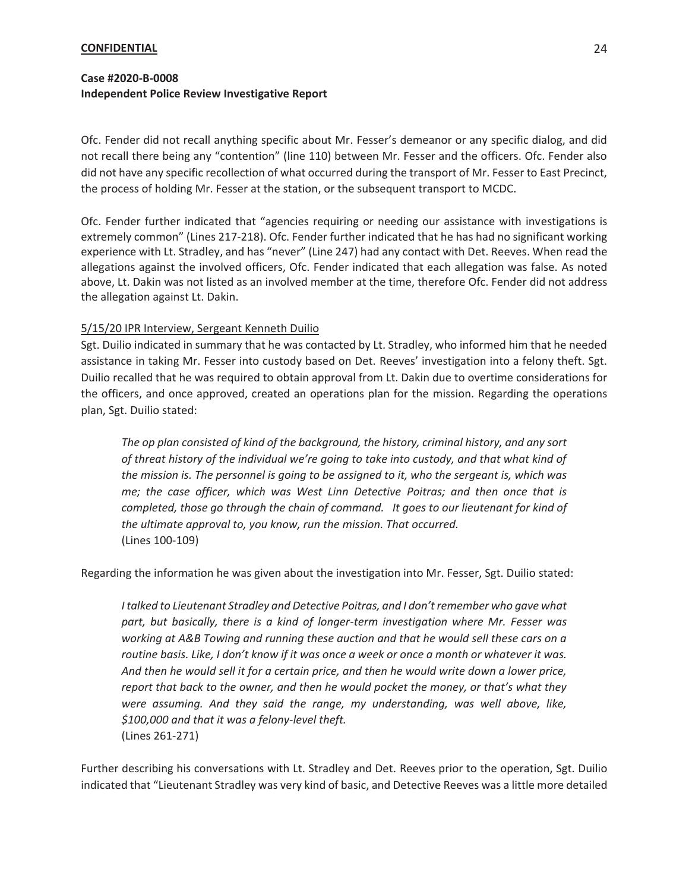Ofc. Fender did not recall anything specific about Mr. Fesser's demeanor or any specific dialog, and did not recall there being any "contention" (line 110) between Mr. Fesser and the officers. Ofc. Fender also did not have any specific recollection of what occurred during the transport of Mr. Fesser to East Precinct, the process of holding Mr. Fesser at the station, or the subsequent transport to MCDC.

Ofc. Fender further indicated that "agencies requiring or needing our assistance with investigations is extremely common" (Lines 217-218). Ofc. Fender further indicated that he has had no significant working experience with Lt. Stradley, and has "never" (Line 247) had any contact with Det. Reeves. When read the allegations against the involved officers, Ofc. Fender indicated that each allegation was false. As noted above, Lt. Dakin was not listed as an involved member at the time, therefore Ofc. Fender did not address the allegation against Lt. Dakin.

<u>5/15/20 IPR Interview, Sergeant Kenneth Duilio</u>

Sgt. Duilio indicated in summary that he was contacted by Lt. Stradley, who informed him that he needed assistance in taking Mr. Fesser into custody based on Det. Reeves' investigation into a felony theft. Sgt. Duilio recalled that he was required to obtain approval from Lt. Dakin due to overtime considerations for the officers, and once approved, created an operations plan for the mission. Regarding the operations plan, Sgt. Duilio stated:

> *The op plan consisted of kind of the background, the history, criminal history, and any sort of threat history of the individual we're going to take into custody, and that what kind of the mission is. The personnel is going to be assigned to it, who the sergeant is, which was me; the case officer, which was West Linn Detective Poitras; and then once that is completed, those go through the chain of command. It goes to our lieutenant for kind of the ultimate approval to, you know, run the mission. That occurred.*
> (Lines 100-109)

Regarding the information he was given about the investigation into Mr. Fesser, Sgt. Duilio stated:

> *I talked to Lieutenant Stradley and Detective Poitras, and I don't remember who gave what part, but basically, there is a kind of longer-term investigation where Mr. Fesser was working at A&B Towing and running these auction and that he would sell these cars on a routine basis. Like, I don't know if it was once a week or once a month or whatever it was. And then he would sell it for a certain price, and then he would write down a lower price, report that back to the owner, and then he would pocket the money, or that's what they were assuming. And they said the range, my understanding, was well above, like, $100,000 and that it was a felony-level theft.*
> (Lines 261-271)

Further describing his conversations with Lt. Stradley and Det. Reeves prior to the operation, Sgt. Duilio indicated that "Lieutenant Stradley was very kind of basic, and Detective Reeves was a little more detailed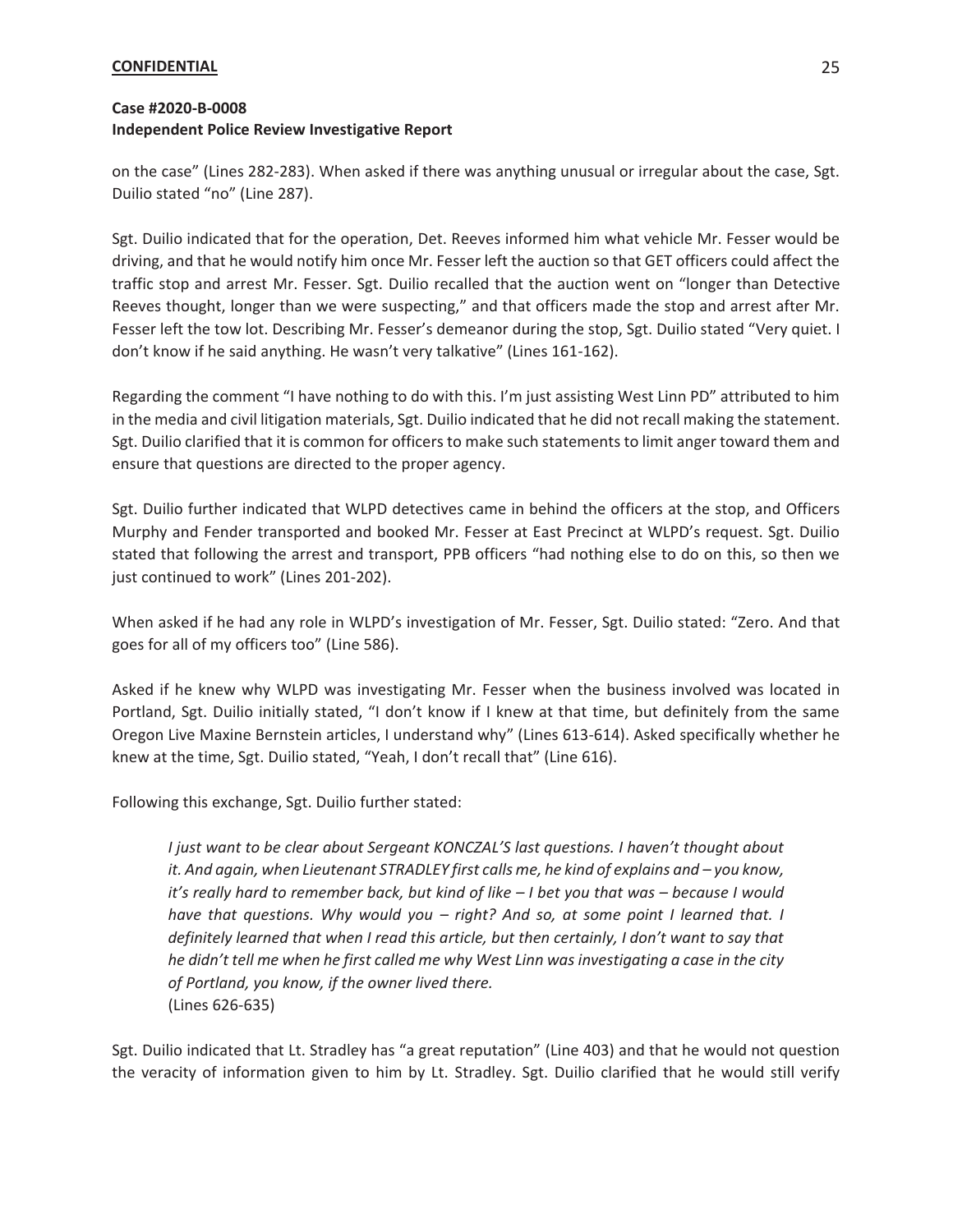on the case" (Lines 282-283). When asked if there was anything unusual or irregular about the case, Sgt. Duilio stated "no" (Line 287).

Sgt. Duilio indicated that for the operation, Det. Reeves informed him what vehicle Mr. Fesser would be driving, and that he would notify him once Mr. Fesser left the auction so that GET officers could affect the traffic stop and arrest Mr. Fesser. Sgt. Duilio recalled that the auction went on "longer than Detective Reeves thought, longer than we were suspecting," and that officers made the stop and arrest after Mr. Fesser left the tow lot. Describing Mr. Fesser's demeanor during the stop, Sgt. Duilio stated "Very quiet. I don't know if he said anything. He wasn't very talkative" (Lines 161-162).

Regarding the comment "I have nothing to do with this. I'm just assisting West Linn PD" attributed to him in the media and civil litigation materials, Sgt. Duilio indicated that he did not recall making the statement. Sgt. Duilio clarified that it is common for officers to make such statements to limit anger toward them and ensure that questions are directed to the proper agency.

Sgt. Duilio further indicated that WLPD detectives came in behind the officers at the stop, and Officers Murphy and Fender transported and booked Mr. Fesser at East Precinct at WLPD's request. Sgt. Duilio stated that following the arrest and transport, PPB officers "had nothing else to do on this, so then we just continued to work" (Lines 201-202).

When asked if he had any role in WLPD's investigation of Mr. Fesser, Sgt. Duilio stated: "Zero. And that goes for all of my officers too" (Line 586).

Asked if he knew why WLPD was investigating Mr. Fesser when the business involved was located in Portland, Sgt. Duilio initially stated, "I don't know if I knew at that time, but definitely from the same Oregon Live Maxine Bernstein articles, I understand why" (Lines 613-614). Asked specifically whether he knew at the time, Sgt. Duilio stated, "Yeah, I don't recall that" (Line 616).

Following this exchange, Sgt. Duilio further stated:

> *I just want to be clear about Sergeant KONCZAL'S last questions. I haven't thought about it. And again, when Lieutenant STRADLEY first calls me, he kind of explains and – you know, it's really hard to remember back, but kind of like – I bet you that was – because I would have that questions. Why would you – right? And so, at some point I learned that. I definitely learned that when I read this article, but then certainly, I don't want to say that he didn't tell me when he first called me why West Linn was investigating a case in the city of Portland, you know, if the owner lived there.*
> (Lines 626-635)

Sgt. Duilio indicated that Lt. Stradley has "a great reputation" (Line 403) and that he would not question the veracity of information given to him by Lt. Stradley. Sgt. Duilio clarified that he would still verify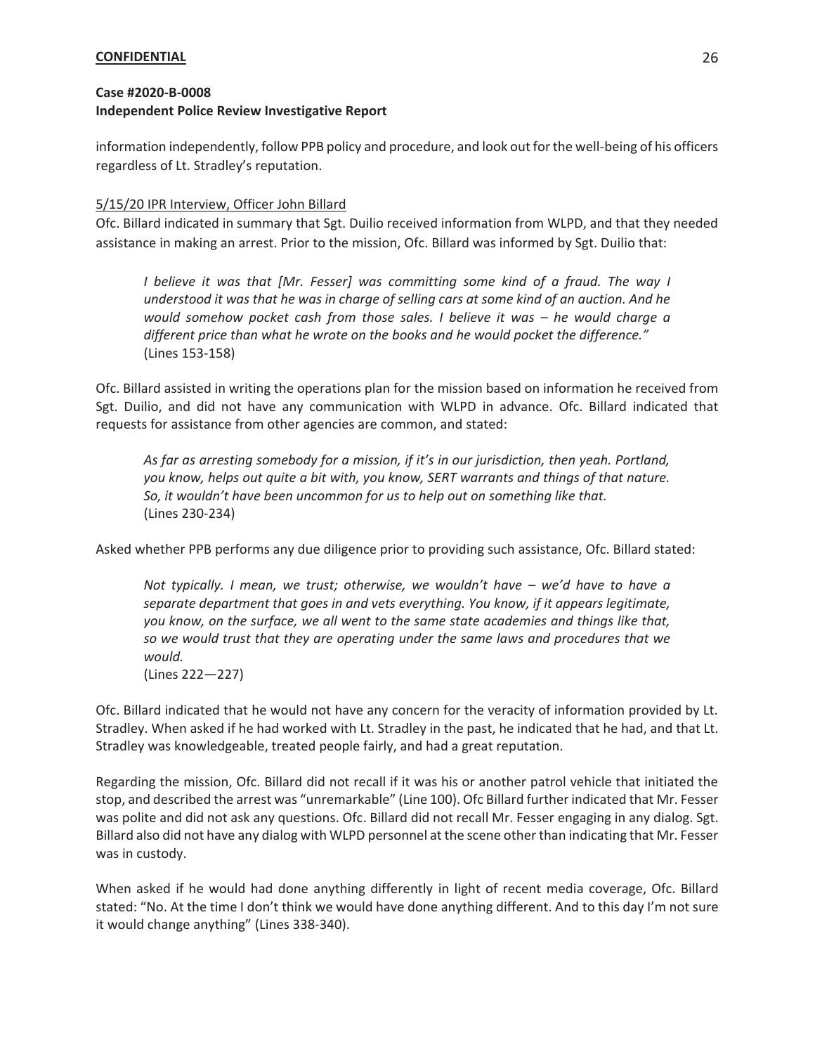information independently, follow PPB policy and procedure, and look out for the well-being of his officers regardless of Lt. Stradley's reputation.

<u>5/15/20 IPR Interview, Officer John Billard</u>

Ofc. Billard indicated in summary that Sgt. Duilio received information from WLPD, and that they needed assistance in making an arrest. Prior to the mission, Ofc. Billard was informed by Sgt. Duilio that:

> *I believe it was that [Mr. Fesser] was committing some kind of a fraud. The way I understood it was that he was in charge of selling cars at some kind of an auction. And he would somehow pocket cash from those sales. I believe it was – he would charge a different price than what he wrote on the books and he would pocket the difference."*
> (Lines 153-158)

Ofc. Billard assisted in writing the operations plan for the mission based on information he received from Sgt. Duilio, and did not have any communication with WLPD in advance. Ofc. Billard indicated that requests for assistance from other agencies are common, and stated:

> *As far as arresting somebody for a mission, if it's in our jurisdiction, then yeah. Portland, you know, helps out quite a bit with, you know, SERT warrants and things of that nature. So, it wouldn't have been uncommon for us to help out on something like that.*
> (Lines 230-234)

Asked whether PPB performs any due diligence prior to providing such assistance, Ofc. Billard stated:

> *Not typically. I mean, we trust; otherwise, we wouldn't have – we'd have to have a separate department that goes in and vets everything. You know, if it appears legitimate, you know, on the surface, we all went to the same state academies and things like that, so we would trust that they are operating under the same laws and procedures that we would.*
> (Lines 222—227)

Ofc. Billard indicated that he would not have any concern for the veracity of information provided by Lt. Stradley. When asked if he had worked with Lt. Stradley in the past, he indicated that he had, and that Lt. Stradley was knowledgeable, treated people fairly, and had a great reputation.

Regarding the mission, Ofc. Billard did not recall if it was his or another patrol vehicle that initiated the stop, and described the arrest was "unremarkable" (Line 100). Ofc Billard further indicated that Mr. Fesser was polite and did not ask any questions. Ofc. Billard did not recall Mr. Fesser engaging in any dialog. Sgt. Billard also did not have any dialog with WLPD personnel at the scene other than indicating that Mr. Fesser was in custody.

When asked if he would had done anything differently in light of recent media coverage, Ofc. Billard stated: "No. At the time I don't think we would have done anything different. And to this day I'm not sure it would change anything" (Lines 338-340).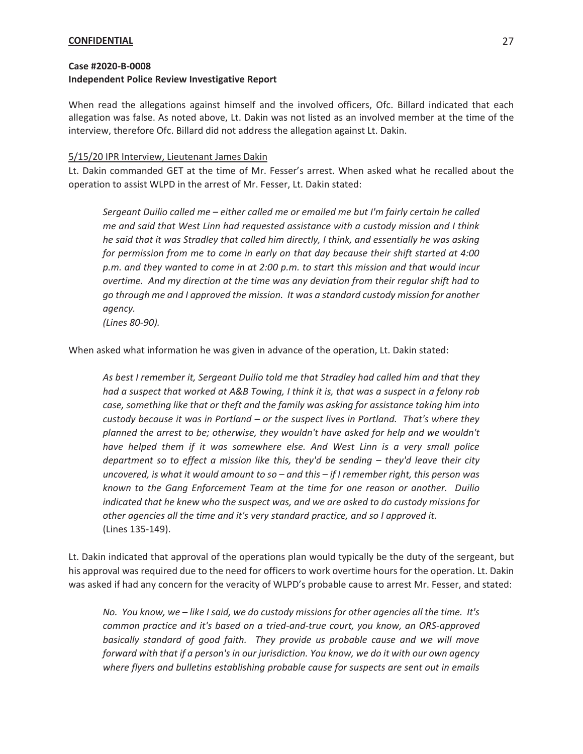**CONFIDENTIAL**

**Case #2020-B-0008**
**Independent Police Review Investigative Report**

When read the allegations against himself and the involved officers, Ofc. Billard indicated that each allegation was false. As noted above, Lt. Dakin was not listed as an involved member at the time of the interview, therefore Ofc. Billard did not address the allegation against Lt. Dakin.

5/15/20 IPR Interview, Lieutenant James Dakin

Lt. Dakin commanded GET at the time of Mr. Fesser's arrest. When asked what he recalled about the operation to assist WLPD in the arrest of Mr. Fesser, Lt. Dakin stated:

> *Sergeant Duilio called me – either called me or emailed me but I'm fairly certain he called me and said that West Linn had requested assistance with a custody mission and I think he said that it was Stradley that called him directly, I think, and essentially he was asking for permission from me to come in early on that day because their shift started at 4:00 p.m. and they wanted to come in at 2:00 p.m. to start this mission and that would incur overtime. And my direction at the time was any deviation from their regular shift had to go through me and I approved the mission. It was a standard custody mission for another agency.*
> *(Lines 80-90).*

When asked what information he was given in advance of the operation, Lt. Dakin stated:

> *As best I remember it, Sergeant Duilio told me that Stradley had called him and that they had a suspect that worked at A&B Towing, I think it is, that was a suspect in a felony rob case, something like that or theft and the family was asking for assistance taking him into custody because it was in Portland – or the suspect lives in Portland. That's where they planned the arrest to be; otherwise, they wouldn't have asked for help and we wouldn't have helped them if it was somewhere else. And West Linn is a very small police department so to effect a mission like this, they'd be sending – they'd leave their city uncovered, is what it would amount to so – and this – if I remember right, this person was known to the Gang Enforcement Team at the time for one reason or another. Duilio indicated that he knew who the suspect was, and we are asked to do custody missions for other agencies all the time and it's very standard practice, and so I approved it.*
> (Lines 135-149).

Lt. Dakin indicated that approval of the operations plan would typically be the duty of the sergeant, but his approval was required due to the need for officers to work overtime hours for the operation. Lt. Dakin was asked if had any concern for the veracity of WLPD's probable cause to arrest Mr. Fesser, and stated:

> *No. You know, we – like I said, we do custody missions for other agencies all the time. It's common practice and it's based on a tried-and-true court, you know, an ORS-approved basically standard of good faith. They provide us probable cause and we will move forward with that if a person's in our jurisdiction. You know, we do it with our own agency where flyers and bulletins establishing probable cause for suspects are sent out in emails*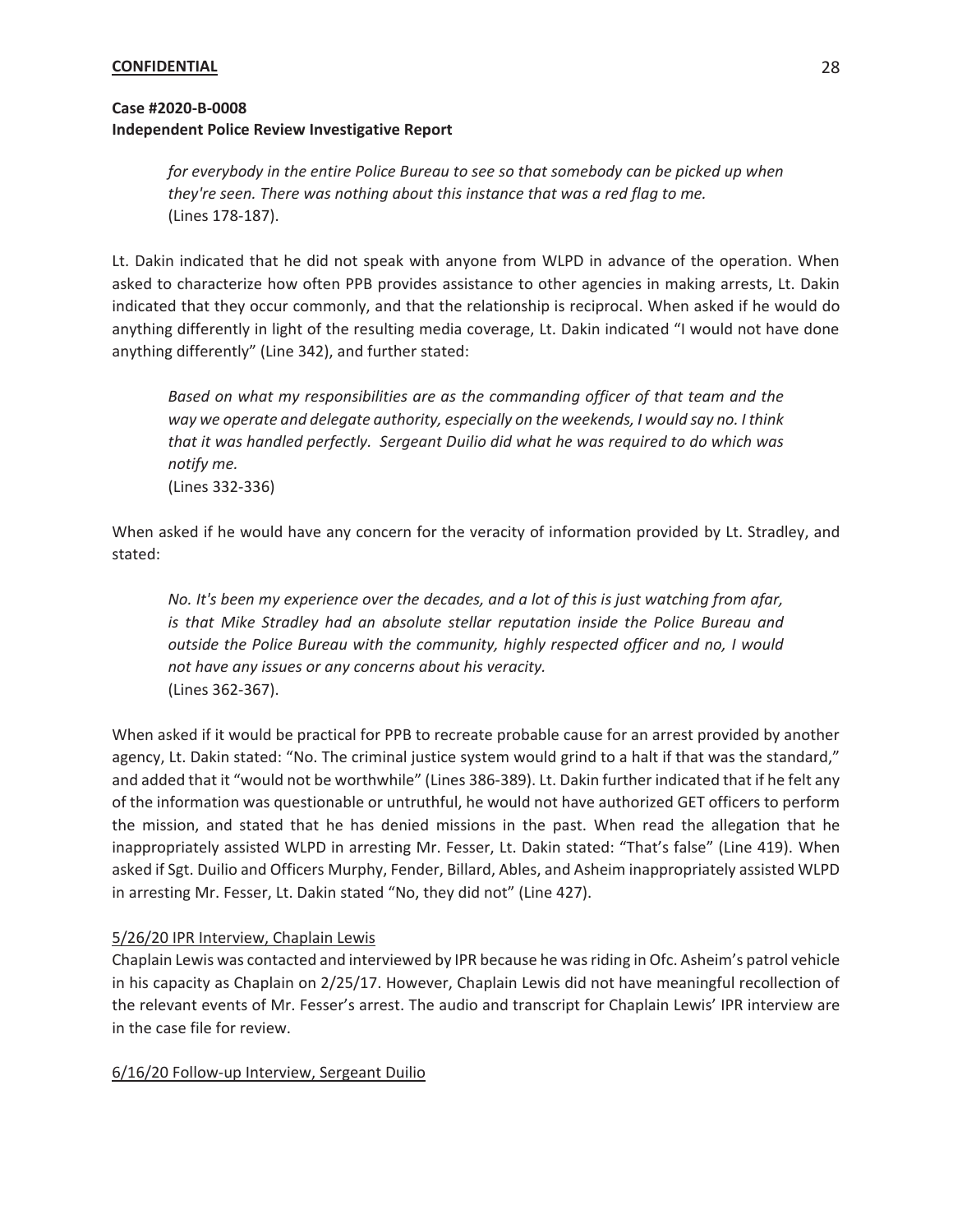*for everybody in the entire Police Bureau to see so that somebody can be picked up when they're seen. There was nothing about this instance that was a red flag to me.*
(Lines 178-187).

Lt. Dakin indicated that he did not speak with anyone from WLPD in advance of the operation. When asked to characterize how often PPB provides assistance to other agencies in making arrests, Lt. Dakin indicated that they occur commonly, and that the relationship is reciprocal. When asked if he would do anything differently in light of the resulting media coverage, Lt. Dakin indicated "I would not have done anything differently" (Line 342), and further stated:

> *Based on what my responsibilities are as the commanding officer of that team and the way we operate and delegate authority, especially on the weekends, I would say no. I think that it was handled perfectly. Sergeant Duilio did what he was required to do which was notify me.*
> (Lines 332-336)

When asked if he would have any concern for the veracity of information provided by Lt. Stradley, and stated:

> *No. It's been my experience over the decades, and a lot of this is just watching from afar, is that Mike Stradley had an absolute stellar reputation inside the Police Bureau and outside the Police Bureau with the community, highly respected officer and no, I would not have any issues or any concerns about his veracity.*
> (Lines 362-367).

When asked if it would be practical for PPB to recreate probable cause for an arrest provided by another agency, Lt. Dakin stated: "No. The criminal justice system would grind to a halt if that was the standard," and added that it "would not be worthwhile" (Lines 386-389). Lt. Dakin further indicated that if he felt any of the information was questionable or untruthful, he would not have authorized GET officers to perform the mission, and stated that he has denied missions in the past. When read the allegation that he inappropriately assisted WLPD in arresting Mr. Fesser, Lt. Dakin stated: "That's false" (Line 419). When asked if Sgt. Duilio and Officers Murphy, Fender, Billard, Ables, and Asheim inappropriately assisted WLPD in arresting Mr. Fesser, Lt. Dakin stated "No, they did not" (Line 427).

<u>5/26/20 IPR Interview, Chaplain Lewis</u>

Chaplain Lewis was contacted and interviewed by IPR because he was riding in Ofc. Asheim's patrol vehicle in his capacity as Chaplain on 2/25/17. However, Chaplain Lewis did not have meaningful recollection of the relevant events of Mr. Fesser's arrest. The audio and transcript for Chaplain Lewis' IPR interview are in the case file for review.

<u>6/16/20 Follow-up Interview, Sergeant Duilio</u>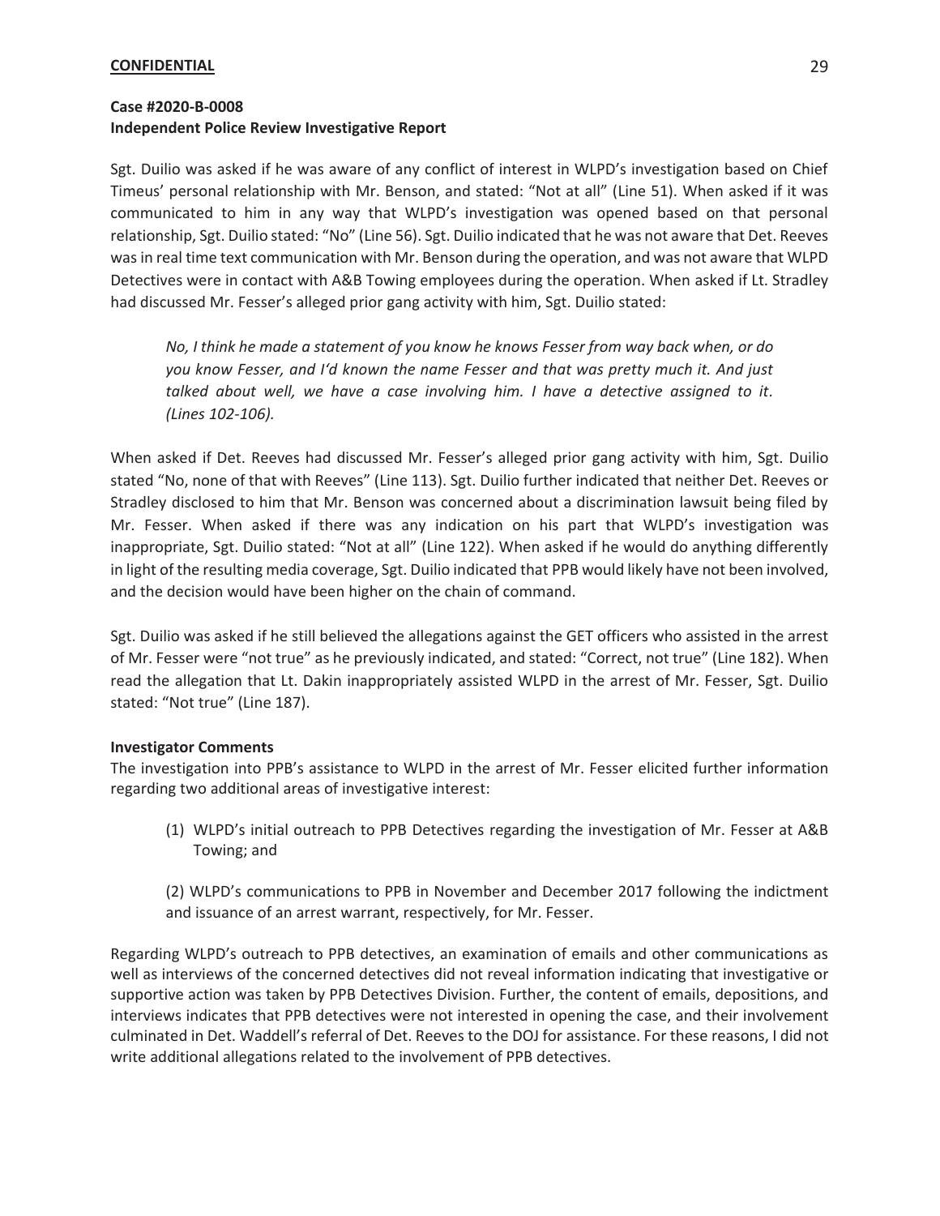**Case #2020-B-0008**
**Independent Police Review Investigative Report**

Sgt. Duilio was asked if he was aware of any conflict of interest in WLPD's investigation based on Chief Timeus' personal relationship with Mr. Benson, and stated: "Not at all" (Line 51). When asked if it was communicated to him in any way that WLPD's investigation was opened based on that personal relationship, Sgt. Duilio stated: "No" (Line 56). Sgt. Duilio indicated that he was not aware that Det. Reeves was in real time text communication with Mr. Benson during the operation, and was not aware that WLPD Detectives were in contact with A&B Towing employees during the operation. When asked if Lt. Stradley had discussed Mr. Fesser's alleged prior gang activity with him, Sgt. Duilio stated:

> *No, I think he made a statement of you know he knows Fesser from way back when, or do you know Fesser, and I'd known the name Fesser and that was pretty much it. And just talked about well, we have a case involving him. I have a detective assigned to it. (Lines 102-106).*

When asked if Det. Reeves had discussed Mr. Fesser's alleged prior gang activity with him, Sgt. Duilio stated "No, none of that with Reeves" (Line 113). Sgt. Duilio further indicated that neither Det. Reeves or Stradley disclosed to him that Mr. Benson was concerned about a discrimination lawsuit being filed by Mr. Fesser. When asked if there was any indication on his part that WLPD's investigation was inappropriate, Sgt. Duilio stated: "Not at all" (Line 122). When asked if he would do anything differently in light of the resulting media coverage, Sgt. Duilio indicated that PPB would likely have not been involved, and the decision would have been higher on the chain of command.

Sgt. Duilio was asked if he still believed the allegations against the GET officers who assisted in the arrest of Mr. Fesser were "not true" as he previously indicated, and stated: "Correct, not true" (Line 182). When read the allegation that Lt. Dakin inappropriately assisted WLPD in the arrest of Mr. Fesser, Sgt. Duilio stated: "Not true" (Line 187).

**Investigator Comments**

The investigation into PPB's assistance to WLPD in the arrest of Mr. Fesser elicited further information regarding two additional areas of investigative interest:

(1) WLPD's initial outreach to PPB Detectives regarding the investigation of Mr. Fesser at A&B Towing; and

(2) WLPD's communications to PPB in November and December 2017 following the indictment and issuance of an arrest warrant, respectively, for Mr. Fesser.

Regarding WLPD's outreach to PPB detectives, an examination of emails and other communications as well as interviews of the concerned detectives did not reveal information indicating that investigative or supportive action was taken by PPB Detectives Division. Further, the content of emails, depositions, and interviews indicates that PPB detectives were not interested in opening the case, and their involvement culminated in Det. Waddell's referral of Det. Reeves to the DOJ for assistance. For these reasons, I did not write additional allegations related to the involvement of PPB detectives.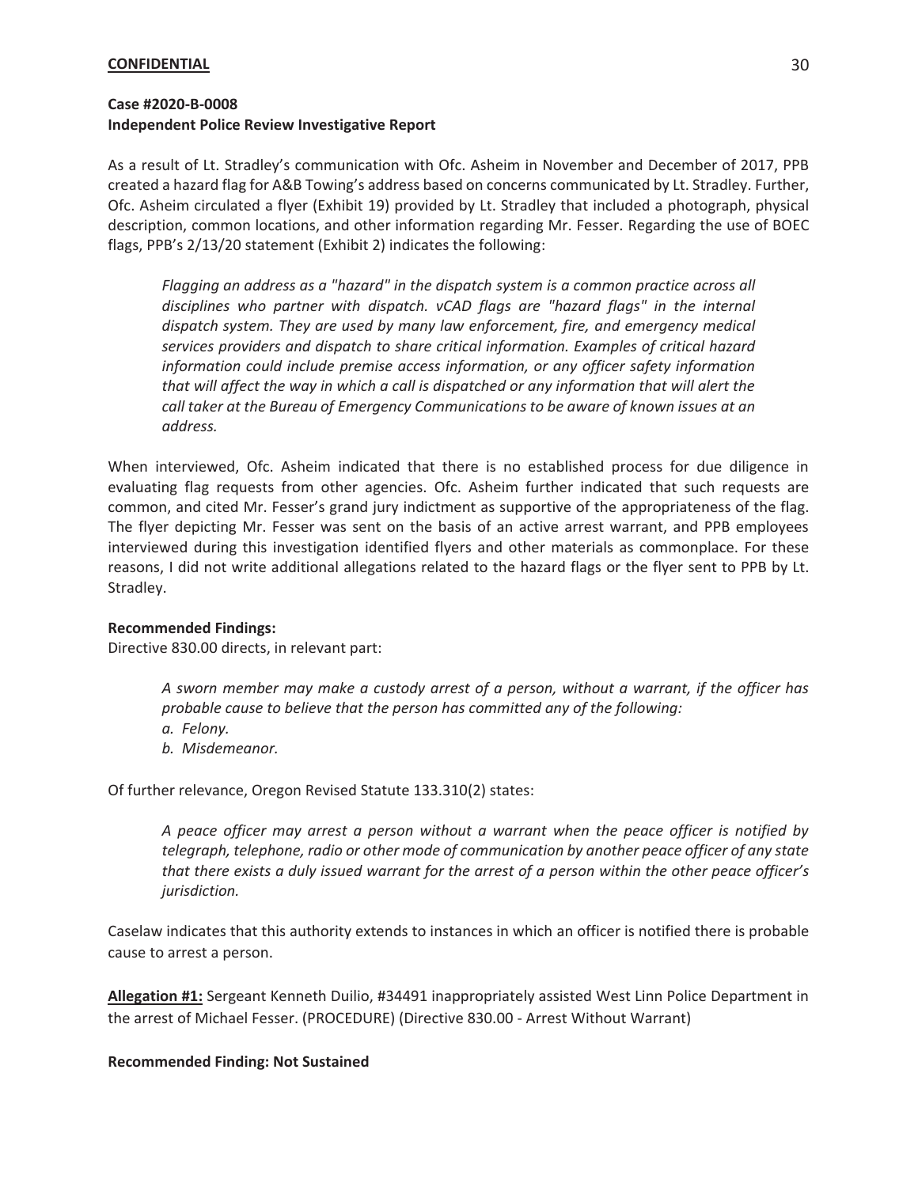**CONFIDENTIAL**

**Case #2020-B-0008**
**Independent Police Review Investigative Report**

As a result of Lt. Stradley's communication with Ofc. Asheim in November and December of 2017, PPB created a hazard flag for A&B Towing's address based on concerns communicated by Lt. Stradley. Further, Ofc. Asheim circulated a flyer (Exhibit 19) provided by Lt. Stradley that included a photograph, physical description, common locations, and other information regarding Mr. Fesser. Regarding the use of BOEC flags, PPB's 2/13/20 statement (Exhibit 2) indicates the following:

> *Flagging an address as a "hazard" in the dispatch system is a common practice across all disciplines who partner with dispatch. vCAD flags are "hazard flags" in the internal dispatch system. They are used by many law enforcement, fire, and emergency medical services providers and dispatch to share critical information. Examples of critical hazard information could include premise access information, or any officer safety information that will affect the way in which a call is dispatched or any information that will alert the call taker at the Bureau of Emergency Communications to be aware of known issues at an address.*

When interviewed, Ofc. Asheim indicated that there is no established process for due diligence in evaluating flag requests from other agencies. Ofc. Asheim further indicated that such requests are common, and cited Mr. Fesser's grand jury indictment as supportive of the appropriateness of the flag. The flyer depicting Mr. Fesser was sent on the basis of an active arrest warrant, and PPB employees interviewed during this investigation identified flyers and other materials as commonplace. For these reasons, I did not write additional allegations related to the hazard flags or the flyer sent to PPB by Lt. Stradley.

**Recommended Findings:**
Directive 830.00 directs, in relevant part:

> *A sworn member may make a custody arrest of a person, without a warrant, if the officer has probable cause to believe that the person has committed any of the following:*
> *a. Felony.*
> *b. Misdemeanor.*

Of further relevance, Oregon Revised Statute 133.310(2) states:

> *A peace officer may arrest a person without a warrant when the peace officer is notified by telegraph, telephone, radio or other mode of communication by another peace officer of any state that there exists a duly issued warrant for the arrest of a person within the other peace officer's jurisdiction.*

Caselaw indicates that this authority extends to instances in which an officer is notified there is probable cause to arrest a person.

**Allegation #1:** Sergeant Kenneth Duilio, #34491 inappropriately assisted West Linn Police Department in the arrest of Michael Fesser. (PROCEDURE) (Directive 830.00 - Arrest Without Warrant)

**Recommended Finding: Not Sustained**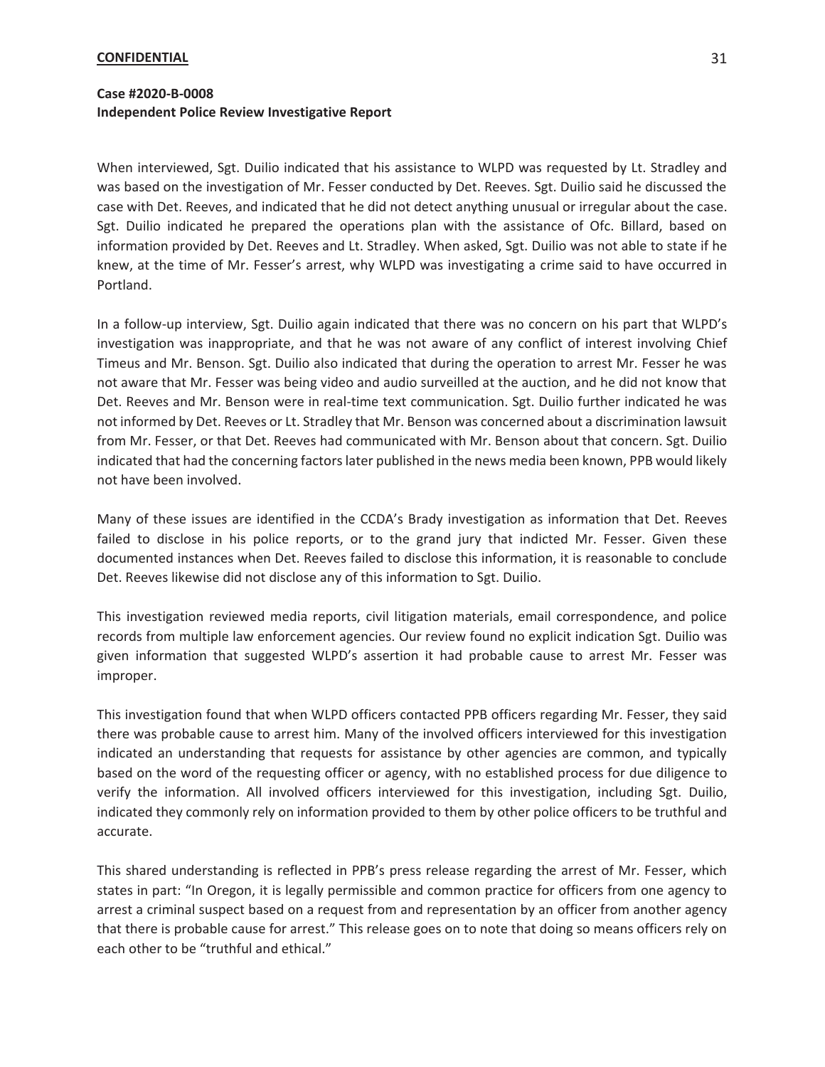When interviewed, Sgt. Duilio indicated that his assistance to WLPD was requested by Lt. Stradley and was based on the investigation of Mr. Fesser conducted by Det. Reeves. Sgt. Duilio said he discussed the case with Det. Reeves, and indicated that he did not detect anything unusual or irregular about the case. Sgt. Duilio indicated he prepared the operations plan with the assistance of Ofc. Billard, based on information provided by Det. Reeves and Lt. Stradley. When asked, Sgt. Duilio was not able to state if he knew, at the time of Mr. Fesser's arrest, why WLPD was investigating a crime said to have occurred in Portland.

In a follow-up interview, Sgt. Duilio again indicated that there was no concern on his part that WLPD's investigation was inappropriate, and that he was not aware of any conflict of interest involving Chief Timeus and Mr. Benson. Sgt. Duilio also indicated that during the operation to arrest Mr. Fesser he was not aware that Mr. Fesser was being video and audio surveilled at the auction, and he did not know that Det. Reeves and Mr. Benson were in real-time text communication. Sgt. Duilio further indicated he was not informed by Det. Reeves or Lt. Stradley that Mr. Benson was concerned about a discrimination lawsuit from Mr. Fesser, or that Det. Reeves had communicated with Mr. Benson about that concern. Sgt. Duilio indicated that had the concerning factors later published in the news media been known, PPB would likely not have been involved.

Many of these issues are identified in the CCDA's Brady investigation as information that Det. Reeves failed to disclose in his police reports, or to the grand jury that indicted Mr. Fesser. Given these documented instances when Det. Reeves failed to disclose this information, it is reasonable to conclude Det. Reeves likewise did not disclose any of this information to Sgt. Duilio.

This investigation reviewed media reports, civil litigation materials, email correspondence, and police records from multiple law enforcement agencies. Our review found no explicit indication Sgt. Duilio was given information that suggested WLPD's assertion it had probable cause to arrest Mr. Fesser was improper.

This investigation found that when WLPD officers contacted PPB officers regarding Mr. Fesser, they said there was probable cause to arrest him. Many of the involved officers interviewed for this investigation indicated an understanding that requests for assistance by other agencies are common, and typically based on the word of the requesting officer or agency, with no established process for due diligence to verify the information. All involved officers interviewed for this investigation, including Sgt. Duilio, indicated they commonly rely on information provided to them by other police officers to be truthful and accurate.

This shared understanding is reflected in PPB's press release regarding the arrest of Mr. Fesser, which states in part: "In Oregon, it is legally permissible and common practice for officers from one agency to arrest a criminal suspect based on a request from and representation by an officer from another agency that there is probable cause for arrest." This release goes on to note that doing so means officers rely on each other to be "truthful and ethical."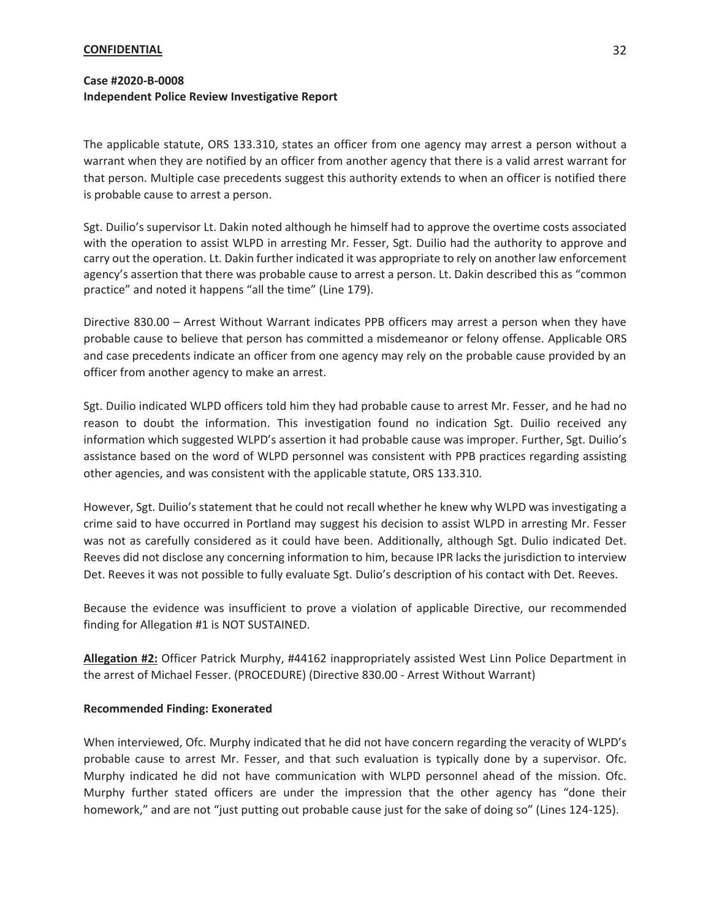The applicable statute, ORS 133.310, states an officer from one agency may arrest a person without a warrant when they are notified by an officer from another agency that there is a valid arrest warrant for that person. Multiple case precedents suggest this authority extends to when an officer is notified there is probable cause to arrest a person.

Sgt. Duilio's supervisor Lt. Dakin noted although he himself had to approve the overtime costs associated with the operation to assist WLPD in arresting Mr. Fesser, Sgt. Duilio had the authority to approve and carry out the operation. Lt. Dakin further indicated it was appropriate to rely on another law enforcement agency's assertion that there was probable cause to arrest a person. Lt. Dakin described this as "common practice" and noted it happens "all the time" (Line 179).

Directive 830.00 – Arrest Without Warrant indicates PPB officers may arrest a person when they have probable cause to believe that person has committed a misdemeanor or felony offense. Applicable ORS and case precedents indicate an officer from one agency may rely on the probable cause provided by an officer from another agency to make an arrest.

Sgt. Duilio indicated WLPD officers told him they had probable cause to arrest Mr. Fesser, and he had no reason to doubt the information. This investigation found no indication Sgt. Duilio received any information which suggested WLPD's assertion it had probable cause was improper. Further, Sgt. Duilio's assistance based on the word of WLPD personnel was consistent with PPB practices regarding assisting other agencies, and was consistent with the applicable statute, ORS 133.310.

However, Sgt. Duilio's statement that he could not recall whether he knew why WLPD was investigating a crime said to have occurred in Portland may suggest his decision to assist WLPD in arresting Mr. Fesser was not as carefully considered as it could have been. Additionally, although Sgt. Dulio indicated Det. Reeves did not disclose any concerning information to him, because IPR lacks the jurisdiction to interview Det. Reeves it was not possible to fully evaluate Sgt. Dulio's description of his contact with Det. Reeves.

Because the evidence was insufficient to prove a violation of applicable Directive, our recommended finding for Allegation #1 is NOT SUSTAINED.

**Allegation #2:** Officer Patrick Murphy, #44162 inappropriately assisted West Linn Police Department in the arrest of Michael Fesser. (PROCEDURE) (Directive 830.00 - Arrest Without Warrant)

**Recommended Finding: Exonerated**

When interviewed, Ofc. Murphy indicated that he did not have concern regarding the veracity of WLPD's probable cause to arrest Mr. Fesser, and that such evaluation is typically done by a supervisor. Ofc. Murphy indicated he did not have communication with WLPD personnel ahead of the mission. Ofc. Murphy further stated officers are under the impression that the other agency has "done their homework," and are not "just putting out probable cause just for the sake of doing so" (Lines 124-125).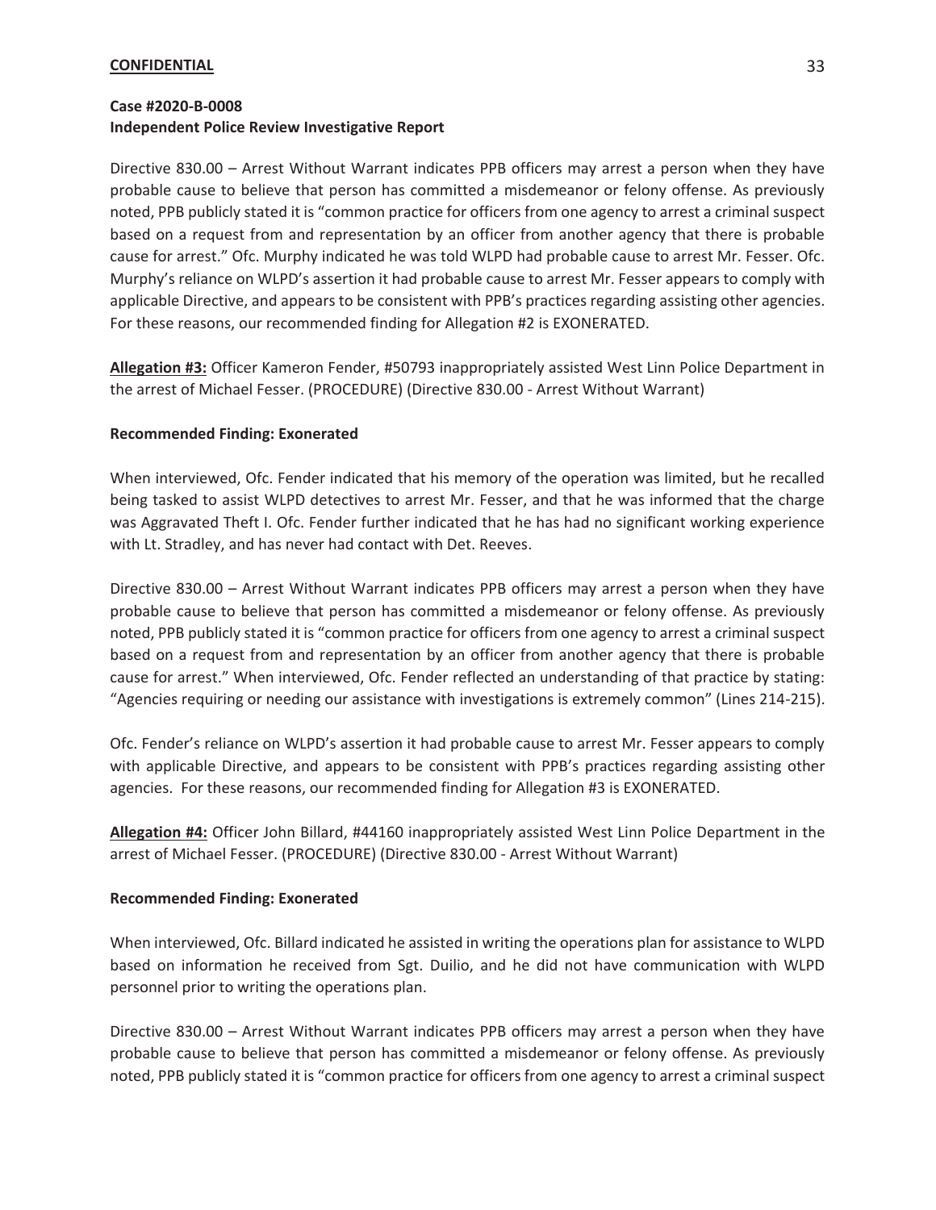Directive 830.00 – Arrest Without Warrant indicates PPB officers may arrest a person when they have probable cause to believe that person has committed a misdemeanor or felony offense. As previously noted, PPB publicly stated it is "common practice for officers from one agency to arrest a criminal suspect based on a request from and representation by an officer from another agency that there is probable cause for arrest." Ofc. Murphy indicated he was told WLPD had probable cause to arrest Mr. Fesser. Ofc. Murphy's reliance on WLPD's assertion it had probable cause to arrest Mr. Fesser appears to comply with applicable Directive, and appears to be consistent with PPB's practices regarding assisting other agencies. For these reasons, our recommended finding for Allegation #2 is EXONERATED.

**<u>Allegation #3:</u>** Officer Kameron Fender, #50793 inappropriately assisted West Linn Police Department in the arrest of Michael Fesser. (PROCEDURE) (Directive 830.00 - Arrest Without Warrant)

**Recommended Finding: Exonerated**

When interviewed, Ofc. Fender indicated that his memory of the operation was limited, but he recalled being tasked to assist WLPD detectives to arrest Mr. Fesser, and that he was informed that the charge was Aggravated Theft I. Ofc. Fender further indicated that he has had no significant working experience with Lt. Stradley, and has never had contact with Det. Reeves.

Directive 830.00 – Arrest Without Warrant indicates PPB officers may arrest a person when they have probable cause to believe that person has committed a misdemeanor or felony offense. As previously noted, PPB publicly stated it is "common practice for officers from one agency to arrest a criminal suspect based on a request from and representation by an officer from another agency that there is probable cause for arrest." When interviewed, Ofc. Fender reflected an understanding of that practice by stating: "Agencies requiring or needing our assistance with investigations is extremely common" (Lines 214-215).

Ofc. Fender's reliance on WLPD's assertion it had probable cause to arrest Mr. Fesser appears to comply with applicable Directive, and appears to be consistent with PPB's practices regarding assisting other agencies. For these reasons, our recommended finding for Allegation #3 is EXONERATED.

**<u>Allegation #4:</u>** Officer John Billard, #44160 inappropriately assisted West Linn Police Department in the arrest of Michael Fesser. (PROCEDURE) (Directive 830.00 - Arrest Without Warrant)

**Recommended Finding: Exonerated**

When interviewed, Ofc. Billard indicated he assisted in writing the operations plan for assistance to WLPD based on information he received from Sgt. Duilio, and he did not have communication with WLPD personnel prior to writing the operations plan.

Directive 830.00 – Arrest Without Warrant indicates PPB officers may arrest a person when they have probable cause to believe that person has committed a misdemeanor or felony offense. As previously noted, PPB publicly stated it is "common practice for officers from one agency to arrest a criminal suspect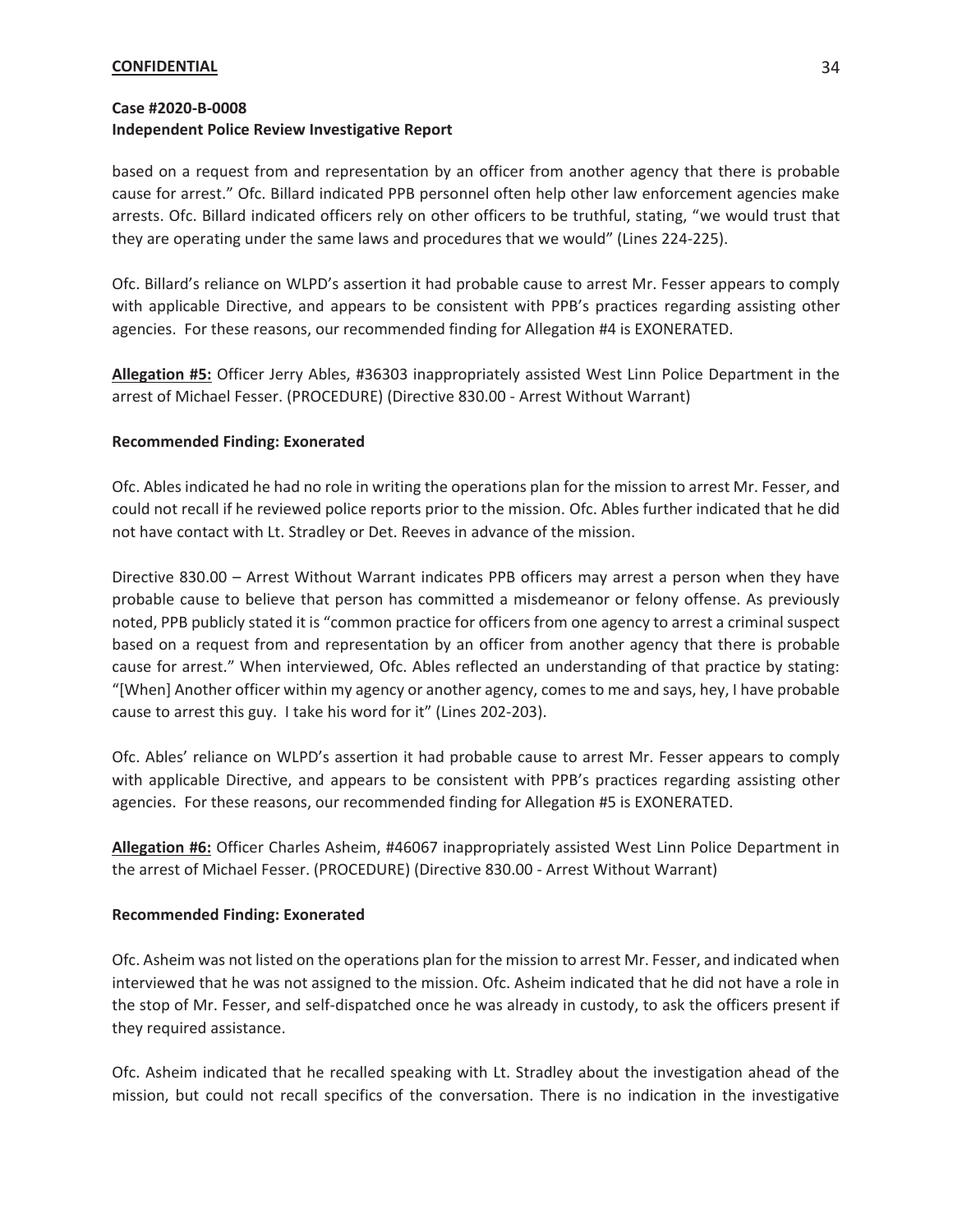based on a request from and representation by an officer from another agency that there is probable cause for arrest." Ofc. Billard indicated PPB personnel often help other law enforcement agencies make arrests. Ofc. Billard indicated officers rely on other officers to be truthful, stating, "we would trust that they are operating under the same laws and procedures that we would" (Lines 224-225).

Ofc. Billard's reliance on WLPD's assertion it had probable cause to arrest Mr. Fesser appears to comply with applicable Directive, and appears to be consistent with PPB's practices regarding assisting other agencies. For these reasons, our recommended finding for Allegation #4 is EXONERATED.

**<u>Allegation #5:</u>** Officer Jerry Ables, #36303 inappropriately assisted West Linn Police Department in the arrest of Michael Fesser. (PROCEDURE) (Directive 830.00 - Arrest Without Warrant)

**Recommended Finding: Exonerated**

Ofc. Ables indicated he had no role in writing the operations plan for the mission to arrest Mr. Fesser, and could not recall if he reviewed police reports prior to the mission. Ofc. Ables further indicated that he did not have contact with Lt. Stradley or Det. Reeves in advance of the mission.

Directive 830.00 – Arrest Without Warrant indicates PPB officers may arrest a person when they have probable cause to believe that person has committed a misdemeanor or felony offense. As previously noted, PPB publicly stated it is "common practice for officers from one agency to arrest a criminal suspect based on a request from and representation by an officer from another agency that there is probable cause for arrest." When interviewed, Ofc. Ables reflected an understanding of that practice by stating: "[When] Another officer within my agency or another agency, comes to me and says, hey, I have probable cause to arrest this guy. I take his word for it" (Lines 202-203).

Ofc. Ables' reliance on WLPD's assertion it had probable cause to arrest Mr. Fesser appears to comply with applicable Directive, and appears to be consistent with PPB's practices regarding assisting other agencies. For these reasons, our recommended finding for Allegation #5 is EXONERATED.

**<u>Allegation #6:</u>** Officer Charles Asheim, #46067 inappropriately assisted West Linn Police Department in the arrest of Michael Fesser. (PROCEDURE) (Directive 830.00 - Arrest Without Warrant)

**Recommended Finding: Exonerated**

Ofc. Asheim was not listed on the operations plan for the mission to arrest Mr. Fesser, and indicated when interviewed that he was not assigned to the mission. Ofc. Asheim indicated that he did not have a role in the stop of Mr. Fesser, and self-dispatched once he was already in custody, to ask the officers present if they required assistance.

Ofc. Asheim indicated that he recalled speaking with Lt. Stradley about the investigation ahead of the mission, but could not recall specifics of the conversation. There is no indication in the investigative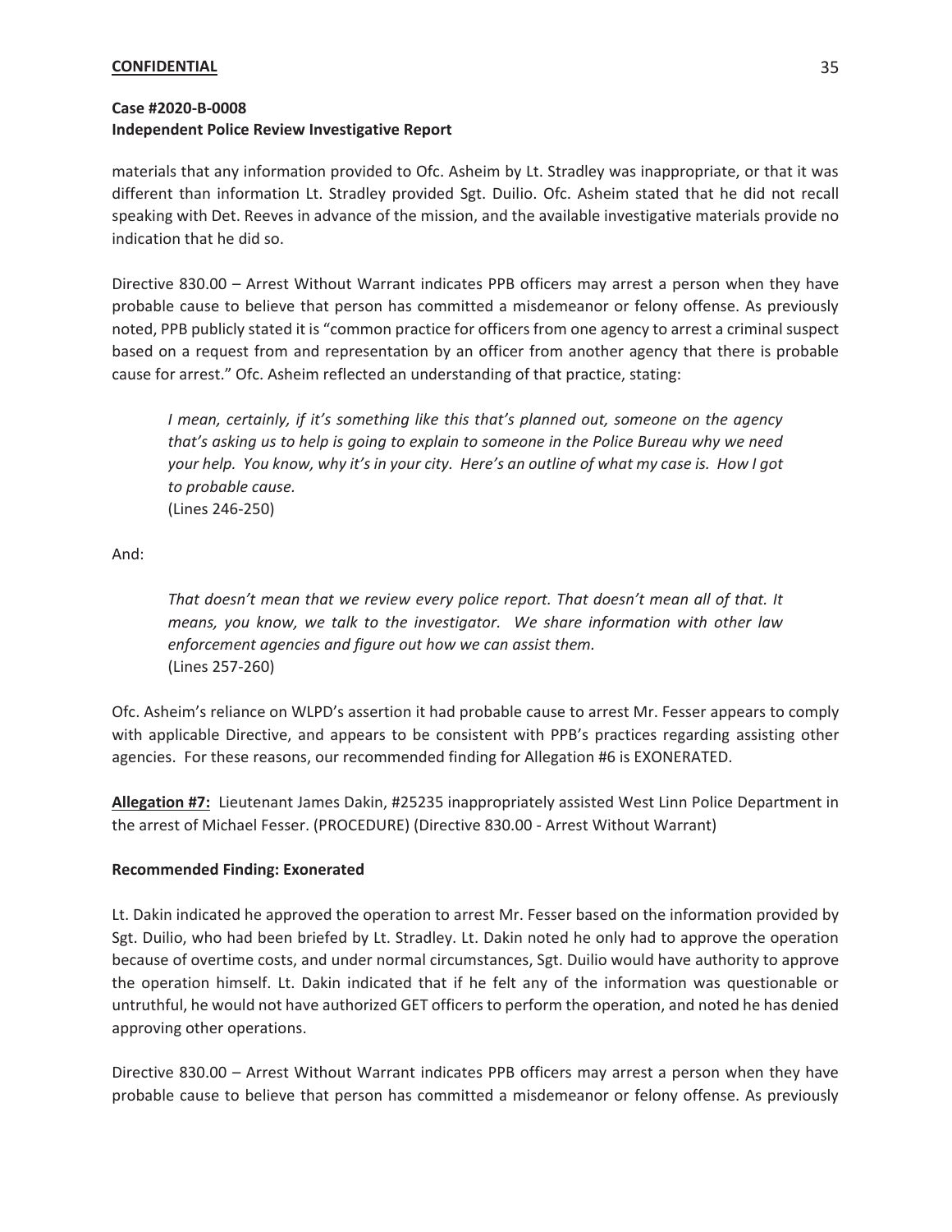materials that any information provided to Ofc. Asheim by Lt. Stradley was inappropriate, or that it was different than information Lt. Stradley provided Sgt. Duilio. Ofc. Asheim stated that he did not recall speaking with Det. Reeves in advance of the mission, and the available investigative materials provide no indication that he did so.

Directive 830.00 – Arrest Without Warrant indicates PPB officers may arrest a person when they have probable cause to believe that person has committed a misdemeanor or felony offense. As previously noted, PPB publicly stated it is "common practice for officers from one agency to arrest a criminal suspect based on a request from and representation by an officer from another agency that there is probable cause for arrest." Ofc. Asheim reflected an understanding of that practice, stating:

> *I mean, certainly, if it's something like this that's planned out, someone on the agency that's asking us to help is going to explain to someone in the Police Bureau why we need your help. You know, why it's in your city. Here's an outline of what my case is. How I got to probable cause.*
> (Lines 246-250)

And:

> *That doesn't mean that we review every police report. That doesn't mean all of that. It means, you know, we talk to the investigator. We share information with other law enforcement agencies and figure out how we can assist them.*
> (Lines 257-260)

Ofc. Asheim's reliance on WLPD's assertion it had probable cause to arrest Mr. Fesser appears to comply with applicable Directive, and appears to be consistent with PPB's practices regarding assisting other agencies. For these reasons, our recommended finding for Allegation #6 is EXONERATED.

**Allegation #7:** Lieutenant James Dakin, #25235 inappropriately assisted West Linn Police Department in the arrest of Michael Fesser. (PROCEDURE) (Directive 830.00 - Arrest Without Warrant)

**Recommended Finding: Exonerated**

Lt. Dakin indicated he approved the operation to arrest Mr. Fesser based on the information provided by Sgt. Duilio, who had been briefed by Lt. Stradley. Lt. Dakin noted he only had to approve the operation because of overtime costs, and under normal circumstances, Sgt. Duilio would have authority to approve the operation himself. Lt. Dakin indicated that if he felt any of the information was questionable or untruthful, he would not have authorized GET officers to perform the operation, and noted he has denied approving other operations.

Directive 830.00 – Arrest Without Warrant indicates PPB officers may arrest a person when they have probable cause to believe that person has committed a misdemeanor or felony offense. As previously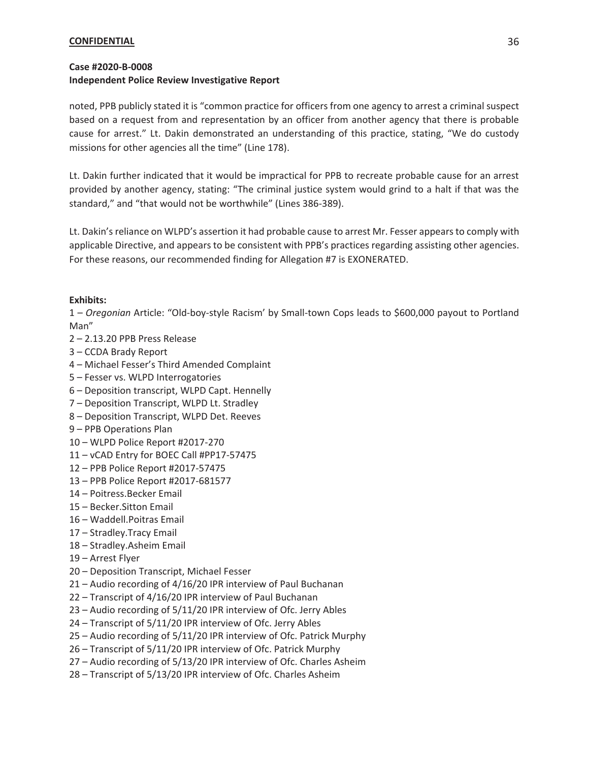noted, PPB publicly stated it is "common practice for officers from one agency to arrest a criminal suspect based on a request from and representation by an officer from another agency that there is probable cause for arrest." Lt. Dakin demonstrated an understanding of this practice, stating, "We do custody missions for other agencies all the time" (Line 178).

Lt. Dakin further indicated that it would be impractical for PPB to recreate probable cause for an arrest provided by another agency, stating: "The criminal justice system would grind to a halt if that was the standard," and "that would not be worthwhile" (Lines 386-389).

Lt. Dakin's reliance on WLPD's assertion it had probable cause to arrest Mr. Fesser appears to comply with applicable Directive, and appears to be consistent with PPB's practices regarding assisting other agencies. For these reasons, our recommended finding for Allegation #7 is EXONERATED.

**Exhibits:**

1 – *Oregonian* Article: "Old-boy-style Racism' by Small-town Cops leads to $600,000 payout to Portland Man"
2 – 2.13.20 PPB Press Release
3 – CCDA Brady Report
4 – Michael Fesser's Third Amended Complaint
5 – Fesser vs. WLPD Interrogatories
6 – Deposition transcript, WLPD Capt. Hennelly
7 – Deposition Transcript, WLPD Lt. Stradley
8 – Deposition Transcript, WLPD Det. Reeves
9 – PPB Operations Plan
10 – WLPD Police Report #2017-270
11 – vCAD Entry for BOEC Call #PP17-57475
12 – PPB Police Report #2017-57475
13 – PPB Police Report #2017-681577
14 – Poitress.Becker Email
15 – Becker.Sitton Email
16 – Waddell.Poitras Email
17 – Stradley.Tracy Email
18 – Stradley.Asheim Email
19 – Arrest Flyer
20 – Deposition Transcript, Michael Fesser
21 – Audio recording of 4/16/20 IPR interview of Paul Buchanan
22 – Transcript of 4/16/20 IPR interview of Paul Buchanan
23 – Audio recording of 5/11/20 IPR interview of Ofc. Jerry Ables
24 – Transcript of 5/11/20 IPR interview of Ofc. Jerry Ables
25 – Audio recording of 5/11/20 IPR interview of Ofc. Patrick Murphy
26 – Transcript of 5/11/20 IPR interview of Ofc. Patrick Murphy
27 – Audio recording of 5/13/20 IPR interview of Ofc. Charles Asheim
28 – Transcript of 5/13/20 IPR interview of Ofc. Charles Asheim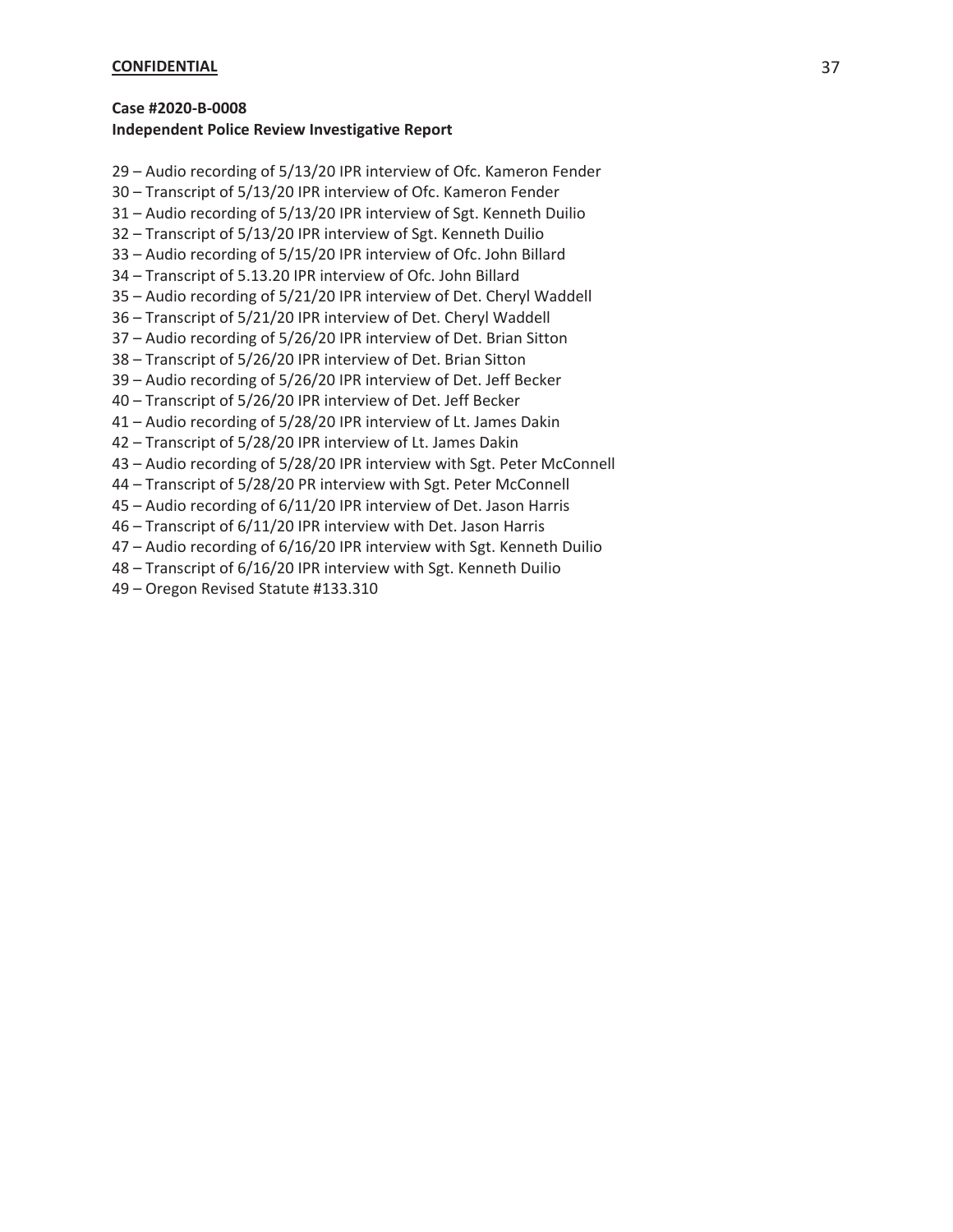29 – Audio recording of 5/13/20 IPR interview of Ofc. Kameron Fender
30 – Transcript of 5/13/20 IPR interview of Ofc. Kameron Fender
31 – Audio recording of 5/13/20 IPR interview of Sgt. Kenneth Duilio
32 – Transcript of 5/13/20 IPR interview of Sgt. Kenneth Duilio
33 – Audio recording of 5/15/20 IPR interview of Ofc. John Billard
34 – Transcript of 5.13.20 IPR interview of Ofc. John Billard
35 – Audio recording of 5/21/20 IPR interview of Det. Cheryl Waddell
36 – Transcript of 5/21/20 IPR interview of Det. Cheryl Waddell
37 – Audio recording of 5/26/20 IPR interview of Det. Brian Sitton
38 – Transcript of 5/26/20 IPR interview of Det. Brian Sitton
39 – Audio recording of 5/26/20 IPR interview of Det. Jeff Becker
40 – Transcript of 5/26/20 IPR interview of Det. Jeff Becker
41 – Audio recording of 5/28/20 IPR interview of Lt. James Dakin
42 – Transcript of 5/28/20 IPR interview of Lt. James Dakin
43 – Audio recording of 5/28/20 IPR interview with Sgt. Peter McConnell
44 – Transcript of 5/28/20 PR interview with Sgt. Peter McConnell
45 – Audio recording of 6/11/20 IPR interview of Det. Jason Harris
46 – Transcript of 6/11/20 IPR interview with Det. Jason Harris
47 – Audio recording of 6/16/20 IPR interview with Sgt. Kenneth Duilio
48 – Transcript of 6/16/20 IPR interview with Sgt. Kenneth Duilio
49 – Oregon Revised Statute #133.310